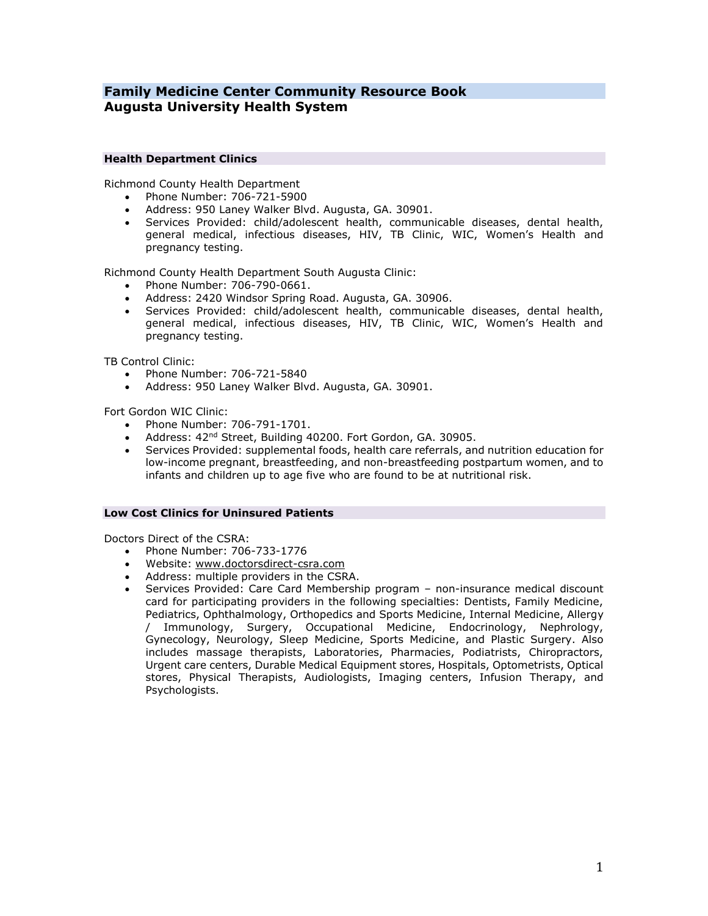# Family Medicine Center Community Resource Book
## Augusta University Health System

### Health Department Clinics

Richmond County Health Department
- Phone Number: 706-721-5900
- Address: 950 Laney Walker Blvd. Augusta, GA. 30901.
- Services Provided: child/adolescent health, communicable diseases, dental health, general medical, infectious diseases, HIV, TB Clinic, WIC, Women's Health and pregnancy testing.

Richmond County Health Department South Augusta Clinic:
- Phone Number: 706-790-0661.
- Address: 2420 Windsor Spring Road. Augusta, GA. 30906.
- Services Provided: child/adolescent health, communicable diseases, dental health, general medical, infectious diseases, HIV, TB Clinic, WIC, Women's Health and pregnancy testing.

TB Control Clinic:
- Phone Number: 706-721-5840
- Address: 950 Laney Walker Blvd. Augusta, GA. 30901.

Fort Gordon WIC Clinic:
- Phone Number: 706-791-1701.
- Address: 42nd Street, Building 40200. Fort Gordon, GA. 30905.
- Services Provided: supplemental foods, health care referrals, and nutrition education for low-income pregnant, breastfeeding, and non-breastfeeding postpartum women, and to infants and children up to age five who are found to be at nutritional risk.

### Low Cost Clinics for Uninsured Patients

Doctors Direct of the CSRA:
- Phone Number: 706-733-1776
- Website: www.doctorsdirect-csra.com
- Address: multiple providers in the CSRA.
- Services Provided: Care Card Membership program – non-insurance medical discount card for participating providers in the following specialties: Dentists, Family Medicine, Pediatrics, Ophthalmology, Orthopedics and Sports Medicine, Internal Medicine, Allergy / Immunology, Surgery, Occupational Medicine, Endocrinology, Nephrology, Gynecology, Neurology, Sleep Medicine, Sports Medicine, and Plastic Surgery. Also includes massage therapists, Laboratories, Pharmacies, Podiatrists, Chiropractors, Urgent care centers, Durable Medical Equipment stores, Hospitals, Optometrists, Optical stores, Physical Therapists, Audiologists, Imaging centers, Infusion Therapy, and Psychologists.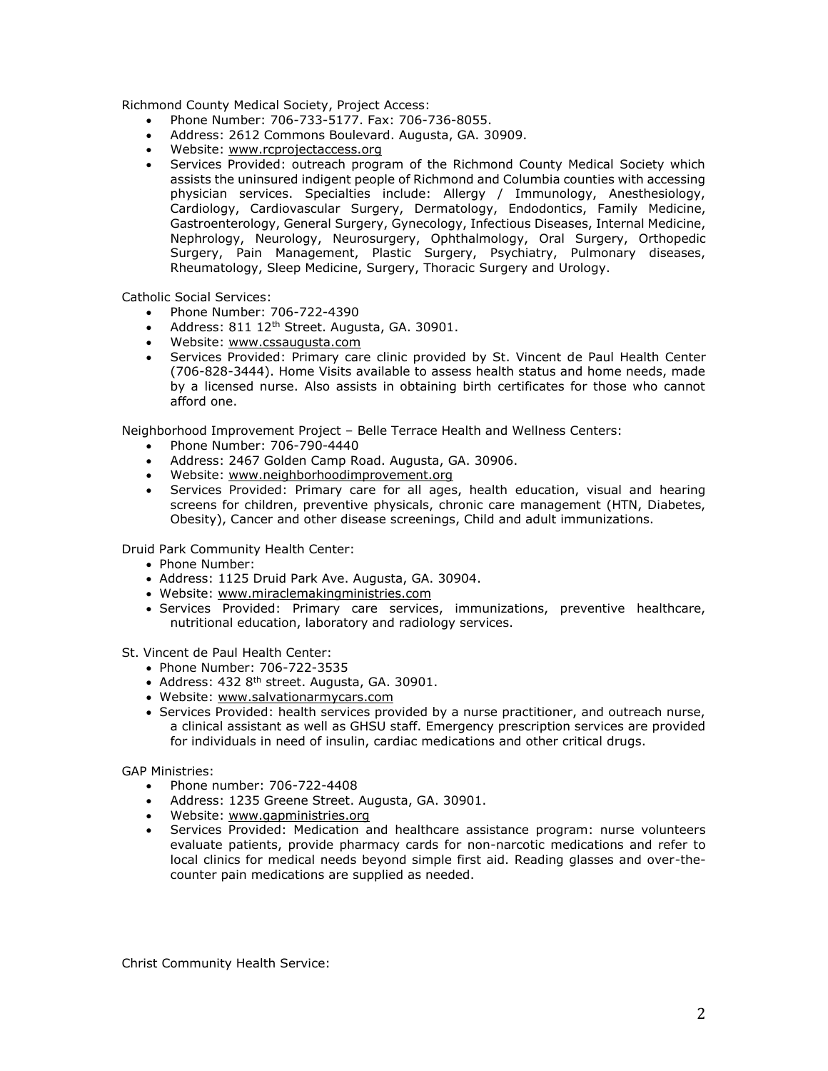Richmond County Medical Society, Project Access:

- Phone Number: 706-733-5177. Fax: 706-736-8055.
- Address: 2612 Commons Boulevard. Augusta, GA. 30909.
- Website: www.rcprojectaccess.org
- Services Provided: outreach program of the Richmond County Medical Society which assists the uninsured indigent people of Richmond and Columbia counties with accessing physician services. Specialties include: Allergy / Immunology, Anesthesiology, Cardiology, Cardiovascular Surgery, Dermatology, Endodontics, Family Medicine, Gastroenterology, General Surgery, Gynecology, Infectious Diseases, Internal Medicine, Nephrology, Neurology, Neurosurgery, Ophthalmology, Oral Surgery, Orthopedic Surgery, Pain Management, Plastic Surgery, Psychiatry, Pulmonary diseases, Rheumatology, Sleep Medicine, Surgery, Thoracic Surgery and Urology.

Catholic Social Services:

- Phone Number: 706-722-4390
- Address: 811 12th Street. Augusta, GA. 30901.
- Website: www.cssaugusta.com
- Services Provided: Primary care clinic provided by St. Vincent de Paul Health Center (706-828-3444). Home Visits available to assess health status and home needs, made by a licensed nurse. Also assists in obtaining birth certificates for those who cannot afford one.

Neighborhood Improvement Project – Belle Terrace Health and Wellness Centers:

- Phone Number: 706-790-4440
- Address: 2467 Golden Camp Road. Augusta, GA. 30906.
- Website: www.neighborhoodimprovement.org
- Services Provided: Primary care for all ages, health education, visual and hearing screens for children, preventive physicals, chronic care management (HTN, Diabetes, Obesity), Cancer and other disease screenings, Child and adult immunizations.

Druid Park Community Health Center:

- Phone Number:
- Address: 1125 Druid Park Ave. Augusta, GA. 30904.
- Website: www.miraclemakingministries.com
- Services Provided: Primary care services, immunizations, preventive healthcare, nutritional education, laboratory and radiology services.

St. Vincent de Paul Health Center:

- Phone Number: 706-722-3535
- Address: 432 8th street. Augusta, GA. 30901.
- Website: www.salvationarmycars.com
- Services Provided: health services provided by a nurse practitioner, and outreach nurse, a clinical assistant as well as GHSU staff. Emergency prescription services are provided for individuals in need of insulin, cardiac medications and other critical drugs.

GAP Ministries:

- Phone number: 706-722-4408
- Address: 1235 Greene Street. Augusta, GA. 30901.
- Website: www.gapministries.org
- Services Provided: Medication and healthcare assistance program: nurse volunteers evaluate patients, provide pharmacy cards for non-narcotic medications and refer to local clinics for medical needs beyond simple first aid. Reading glasses and over-the-counter pain medications are supplied as needed.

Christ Community Health Service: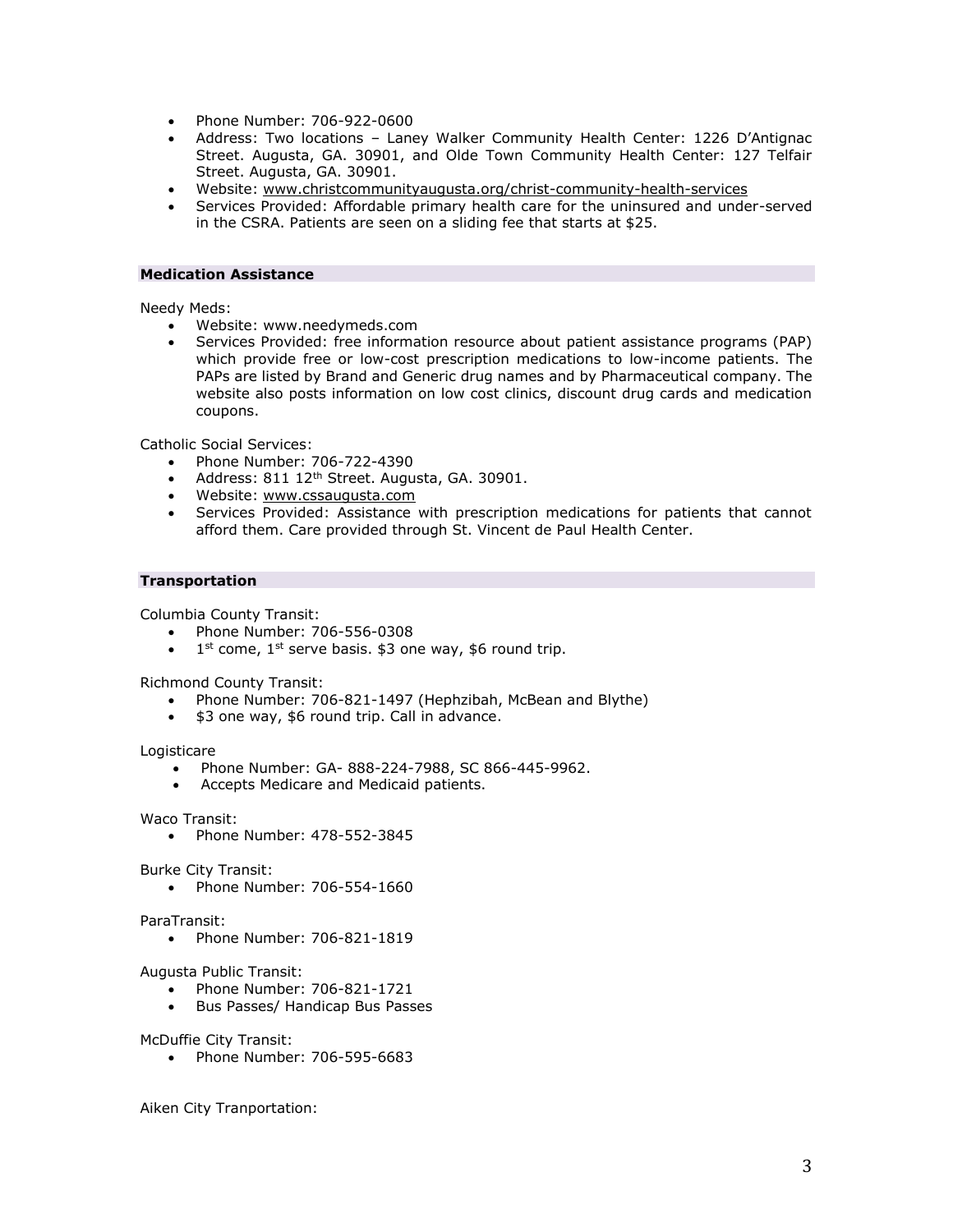- Phone Number: 706-922-0600
- Address: Two locations – Laney Walker Community Health Center: 1226 D'Antignac Street. Augusta, GA. 30901, and Olde Town Community Health Center: 127 Telfair Street. Augusta, GA. 30901.
- Website: www.christcommunityaugusta.org/christ-community-health-services
- Services Provided: Affordable primary health care for the uninsured and under-served in the CSRA. Patients are seen on a sliding fee that starts at $25.

## Medication Assistance

Needy Meds:

- Website: www.needymeds.com
- Services Provided: free information resource about patient assistance programs (PAP) which provide free or low-cost prescription medications to low-income patients. The PAPs are listed by Brand and Generic drug names and by Pharmaceutical company. The website also posts information on low cost clinics, discount drug cards and medication coupons.

Catholic Social Services:

- Phone Number: 706-722-4390
- Address: 811 12th Street. Augusta, GA. 30901.
- Website: www.cssaugusta.com
- Services Provided: Assistance with prescription medications for patients that cannot afford them. Care provided through St. Vincent de Paul Health Center.

## Transportation

Columbia County Transit:

- Phone Number: 706-556-0308
- 1st come, 1st serve basis. $3 one way, $6 round trip.

Richmond County Transit:

- Phone Number: 706-821-1497 (Hephzibah, McBean and Blythe)
- $3 one way, $6 round trip. Call in advance.

Logisticare

- Phone Number: GA- 888-224-7988, SC 866-445-9962.
- Accepts Medicare and Medicaid patients.

Waco Transit:

- Phone Number: 478-552-3845

Burke City Transit:

- Phone Number: 706-554-1660

ParaTransit:

- Phone Number: 706-821-1819

Augusta Public Transit:

- Phone Number: 706-821-1721
- Bus Passes/ Handicap Bus Passes

McDuffie City Transit:

- Phone Number: 706-595-6683

Aiken City Tranportation: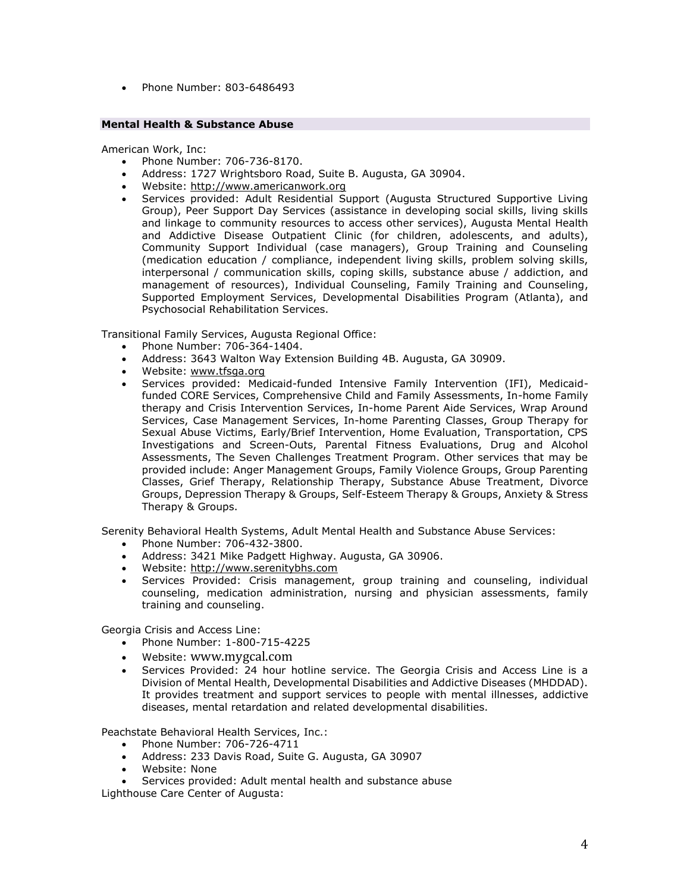- Phone Number: 803-6486493

## Mental Health & Substance Abuse

American Work, Inc:

- Phone Number: 706-736-8170.
- Address: 1727 Wrightsboro Road, Suite B. Augusta, GA 30904.
- Website: http://www.americanwork.org
- Services provided: Adult Residential Support (Augusta Structured Supportive Living Group), Peer Support Day Services (assistance in developing social skills, living skills and linkage to community resources to access other services), Augusta Mental Health and Addictive Disease Outpatient Clinic (for children, adolescents, and adults), Community Support Individual (case managers), Group Training and Counseling (medication education / compliance, independent living skills, problem solving skills, interpersonal / communication skills, coping skills, substance abuse / addiction, and management of resources), Individual Counseling, Family Training and Counseling, Supported Employment Services, Developmental Disabilities Program (Atlanta), and Psychosocial Rehabilitation Services.

Transitional Family Services, Augusta Regional Office:

- Phone Number: 706-364-1404.
- Address: 3643 Walton Way Extension Building 4B. Augusta, GA 30909.
- Website: www.tfsga.org
- Services provided: Medicaid-funded Intensive Family Intervention (IFI), Medicaid-funded CORE Services, Comprehensive Child and Family Assessments, In-home Family therapy and Crisis Intervention Services, In-home Parent Aide Services, Wrap Around Services, Case Management Services, In-home Parenting Classes, Group Therapy for Sexual Abuse Victims, Early/Brief Intervention, Home Evaluation, Transportation, CPS Investigations and Screen-Outs, Parental Fitness Evaluations, Drug and Alcohol Assessments, The Seven Challenges Treatment Program. Other services that may be provided include: Anger Management Groups, Family Violence Groups, Group Parenting Classes, Grief Therapy, Relationship Therapy, Substance Abuse Treatment, Divorce Groups, Depression Therapy & Groups, Self-Esteem Therapy & Groups, Anxiety & Stress Therapy & Groups.

Serenity Behavioral Health Systems, Adult Mental Health and Substance Abuse Services:

- Phone Number: 706-432-3800.
- Address: 3421 Mike Padgett Highway. Augusta, GA 30906.
- Website: http://www.serenitybhs.com
- Services Provided: Crisis management, group training and counseling, individual counseling, medication administration, nursing and physician assessments, family training and counseling.

Georgia Crisis and Access Line:

- Phone Number: 1-800-715-4225
- Website: www.mygcal.com
- Services Provided: 24 hour hotline service. The Georgia Crisis and Access Line is a Division of Mental Health, Developmental Disabilities and Addictive Diseases (MHDDAD). It provides treatment and support services to people with mental illnesses, addictive diseases, mental retardation and related developmental disabilities.

Peachstate Behavioral Health Services, Inc.:

- Phone Number: 706-726-4711
- Address: 233 Davis Road, Suite G. Augusta, GA 30907
- Website: None
- Services provided: Adult mental health and substance abuse

Lighthouse Care Center of Augusta: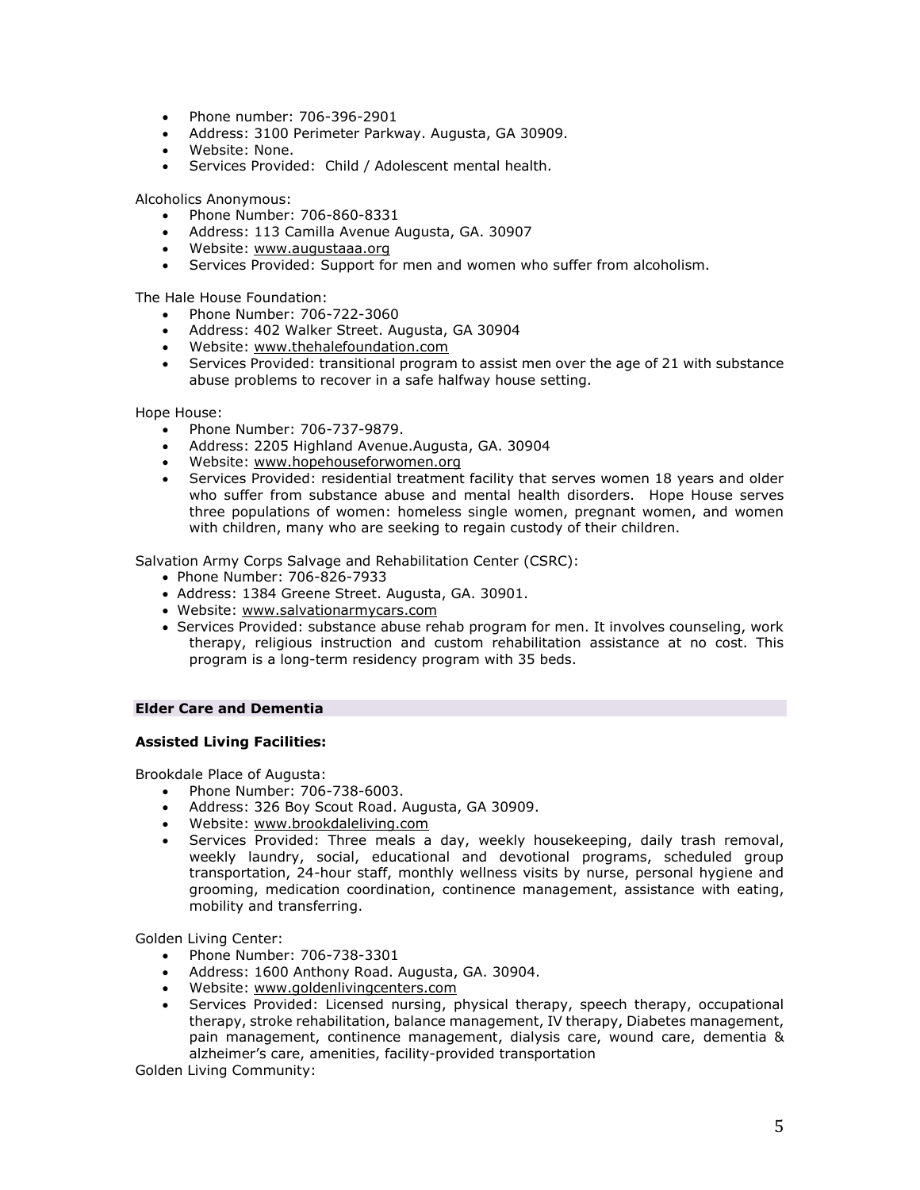- Phone number: 706-396-2901
- Address: 3100 Perimeter Parkway. Augusta, GA 30909.
- Website: None.
- Services Provided: Child / Adolescent mental health.

Alcoholics Anonymous:

- Phone Number: 706-860-8331
- Address: 113 Camilla Avenue Augusta, GA. 30907
- Website: www.augustaaa.org
- Services Provided: Support for men and women who suffer from alcoholism.

The Hale House Foundation:

- Phone Number: 706-722-3060
- Address: 402 Walker Street. Augusta, GA 30904
- Website: www.thehalefoundation.com
- Services Provided: transitional program to assist men over the age of 21 with substance abuse problems to recover in a safe halfway house setting.

Hope House:

- Phone Number: 706-737-9879.
- Address: 2205 Highland Avenue.Augusta, GA. 30904
- Website: www.hopehouseforwomen.org
- Services Provided: residential treatment facility that serves women 18 years and older who suffer from substance abuse and mental health disorders. Hope House serves three populations of women: homeless single women, pregnant women, and women with children, many who are seeking to regain custody of their children.

Salvation Army Corps Salvage and Rehabilitation Center (CSRC):

- Phone Number: 706-826-7933
- Address: 1384 Greene Street. Augusta, GA. 30901.
- Website: www.salvationarmycars.com
- Services Provided: substance abuse rehab program for men. It involves counseling, work therapy, religious instruction and custom rehabilitation assistance at no cost. This program is a long-term residency program with 35 beds.

## Elder Care and Dementia

### Assisted Living Facilities:

Brookdale Place of Augusta:

- Phone Number: 706-738-6003.
- Address: 326 Boy Scout Road. Augusta, GA 30909.
- Website: www.brookdaleliving.com
- Services Provided: Three meals a day, weekly housekeeping, daily trash removal, weekly laundry, social, educational and devotional programs, scheduled group transportation, 24-hour staff, monthly wellness visits by nurse, personal hygiene and grooming, medication coordination, continence management, assistance with eating, mobility and transferring.

Golden Living Center:

- Phone Number: 706-738-3301
- Address: 1600 Anthony Road. Augusta, GA. 30904.
- Website: www.goldenlivingcenters.com
- Services Provided: Licensed nursing, physical therapy, speech therapy, occupational therapy, stroke rehabilitation, balance management, IV therapy, Diabetes management, pain management, continence management, dialysis care, wound care, dementia & alzheimer's care, amenities, facility-provided transportation

Golden Living Community: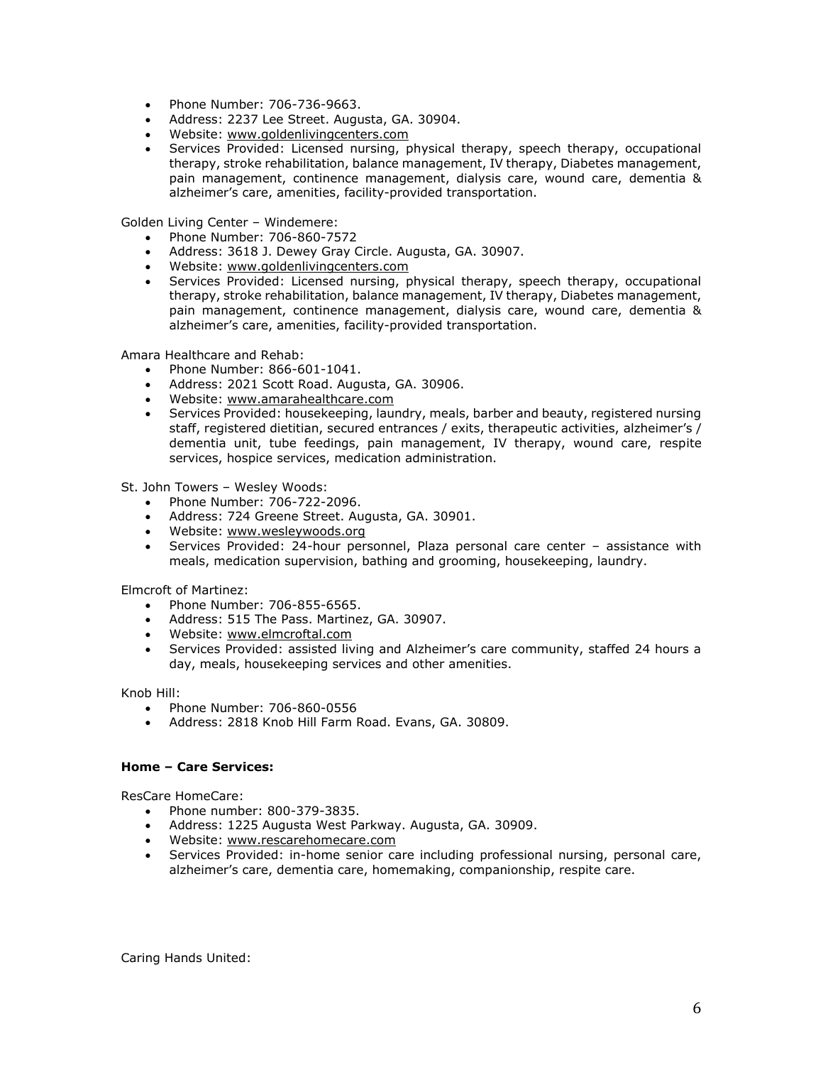- Phone Number: 706-736-9663.
- Address: 2237 Lee Street. Augusta, GA. 30904.
- Website: www.goldenlivingcenters.com
- Services Provided: Licensed nursing, physical therapy, speech therapy, occupational therapy, stroke rehabilitation, balance management, IV therapy, Diabetes management, pain management, continence management, dialysis care, wound care, dementia & alzheimer's care, amenities, facility-provided transportation.

Golden Living Center – Windemere:

- Phone Number: 706-860-7572
- Address: 3618 J. Dewey Gray Circle. Augusta, GA. 30907.
- Website: www.goldenlivingcenters.com
- Services Provided: Licensed nursing, physical therapy, speech therapy, occupational therapy, stroke rehabilitation, balance management, IV therapy, Diabetes management, pain management, continence management, dialysis care, wound care, dementia & alzheimer's care, amenities, facility-provided transportation.

Amara Healthcare and Rehab:

- Phone Number: 866-601-1041.
- Address: 2021 Scott Road. Augusta, GA. 30906.
- Website: www.amarahealthcare.com
- Services Provided: housekeeping, laundry, meals, barber and beauty, registered nursing staff, registered dietitian, secured entrances / exits, therapeutic activities, alzheimer's / dementia unit, tube feedings, pain management, IV therapy, wound care, respite services, hospice services, medication administration.

St. John Towers – Wesley Woods:

- Phone Number: 706-722-2096.
- Address: 724 Greene Street. Augusta, GA. 30901.
- Website: www.wesleywoods.org
- Services Provided: 24-hour personnel, Plaza personal care center – assistance with meals, medication supervision, bathing and grooming, housekeeping, laundry.

Elmcroft of Martinez:

- Phone Number: 706-855-6565.
- Address: 515 The Pass. Martinez, GA. 30907.
- Website: www.elmcroftal.com
- Services Provided: assisted living and Alzheimer's care community, staffed 24 hours a day, meals, housekeeping services and other amenities.

Knob Hill:

- Phone Number: 706-860-0556
- Address: 2818 Knob Hill Farm Road. Evans, GA. 30809.

**Home – Care Services:**

ResCare HomeCare:

- Phone number: 800-379-3835.
- Address: 1225 Augusta West Parkway. Augusta, GA. 30909.
- Website: www.rescarehomecare.com
- Services Provided: in-home senior care including professional nursing, personal care, alzheimer's care, dementia care, homemaking, companionship, respite care.

Caring Hands United: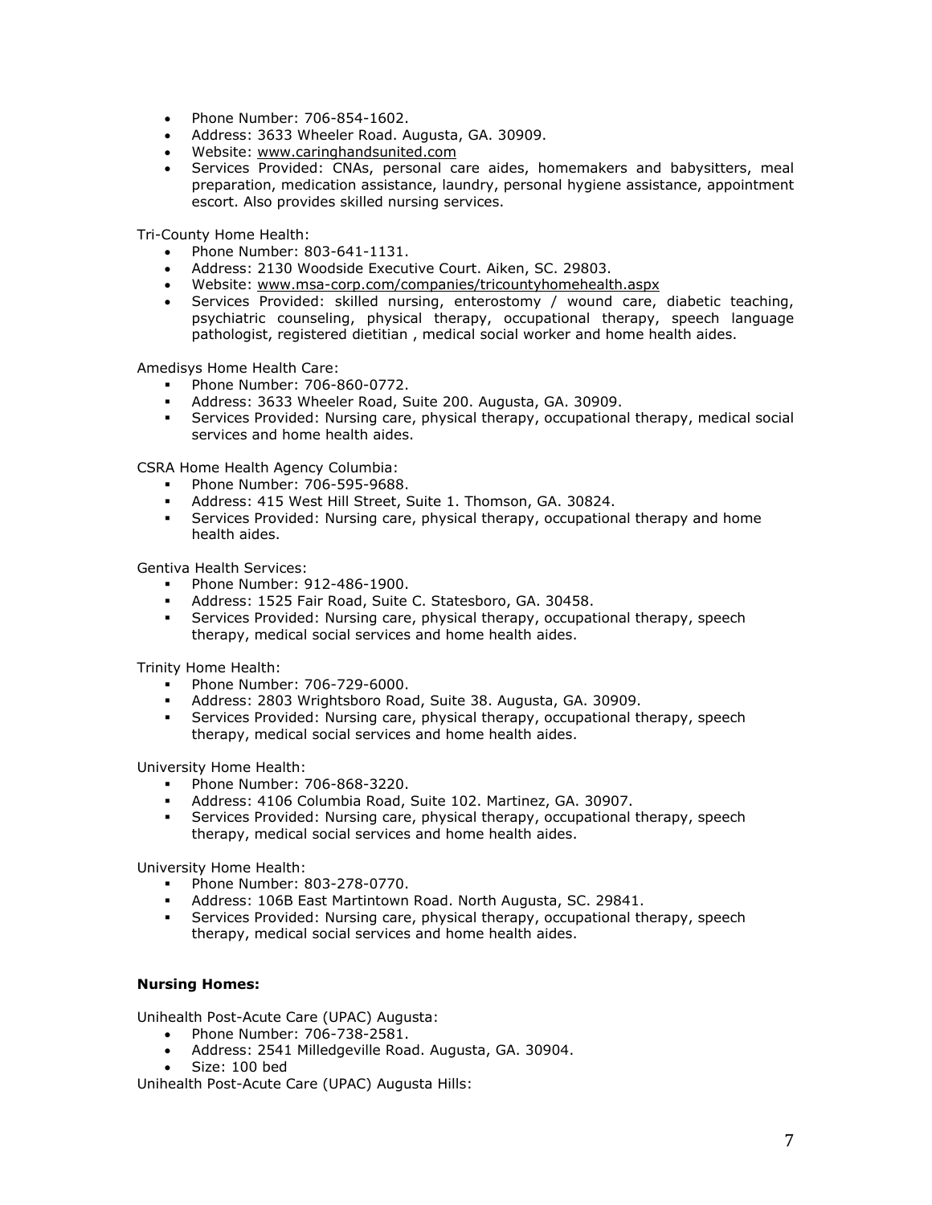- Phone Number: 706-854-1602.
- Address: 3633 Wheeler Road. Augusta, GA. 30909.
- Website: www.caringhandsunited.com
- Services Provided: CNAs, personal care aides, homemakers and babysitters, meal preparation, medication assistance, laundry, personal hygiene assistance, appointment escort. Also provides skilled nursing services.

Tri-County Home Health:

- Phone Number: 803-641-1131.
- Address: 2130 Woodside Executive Court. Aiken, SC. 29803.
- Website: www.msa-corp.com/companies/tricountyhomehealth.aspx
- Services Provided: skilled nursing, enterostomy / wound care, diabetic teaching, psychiatric counseling, physical therapy, occupational therapy, speech language pathologist, registered dietitian , medical social worker and home health aides.

Amedisys Home Health Care:

- Phone Number: 706-860-0772.
- Address: 3633 Wheeler Road, Suite 200. Augusta, GA. 30909.
- Services Provided: Nursing care, physical therapy, occupational therapy, medical social services and home health aides.

CSRA Home Health Agency Columbia:

- Phone Number: 706-595-9688.
- Address: 415 West Hill Street, Suite 1. Thomson, GA. 30824.
- Services Provided: Nursing care, physical therapy, occupational therapy and home health aides.

Gentiva Health Services:

- Phone Number: 912-486-1900.
- Address: 1525 Fair Road, Suite C. Statesboro, GA. 30458.
- Services Provided: Nursing care, physical therapy, occupational therapy, speech therapy, medical social services and home health aides.

Trinity Home Health:

- Phone Number: 706-729-6000.
- Address: 2803 Wrightsboro Road, Suite 38. Augusta, GA. 30909.
- Services Provided: Nursing care, physical therapy, occupational therapy, speech therapy, medical social services and home health aides.

University Home Health:

- Phone Number: 706-868-3220.
- Address: 4106 Columbia Road, Suite 102. Martinez, GA. 30907.
- Services Provided: Nursing care, physical therapy, occupational therapy, speech therapy, medical social services and home health aides.

University Home Health:

- Phone Number: 803-278-0770.
- Address: 106B East Martintown Road. North Augusta, SC. 29841.
- Services Provided: Nursing care, physical therapy, occupational therapy, speech therapy, medical social services and home health aides.

**Nursing Homes:**

Unihealth Post-Acute Care (UPAC) Augusta:

- Phone Number: 706-738-2581.
- Address: 2541 Milledgeville Road. Augusta, GA. 30904.
- Size: 100 bed

Unihealth Post-Acute Care (UPAC) Augusta Hills: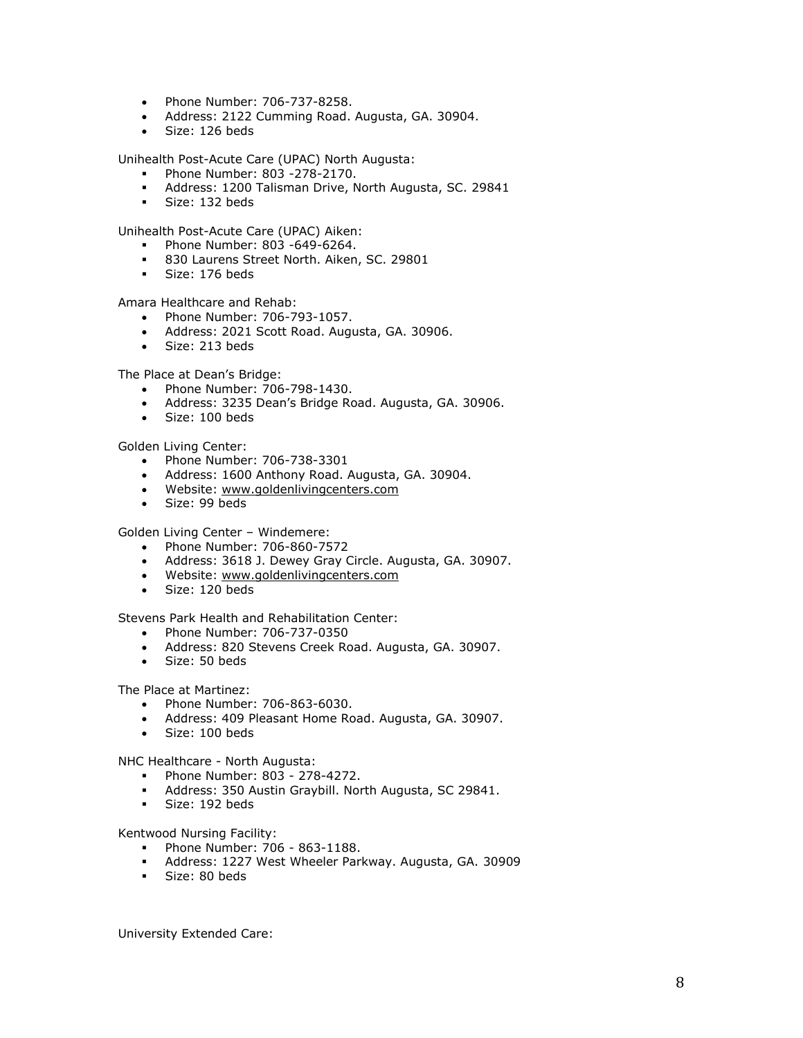- Phone Number: 706-737-8258.
- Address: 2122 Cumming Road. Augusta, GA. 30904.
- Size: 126 beds

Unihealth Post-Acute Care (UPAC) North Augusta:

- Phone Number: 803 -278-2170.
- Address: 1200 Talisman Drive, North Augusta, SC. 29841
- Size: 132 beds

Unihealth Post-Acute Care (UPAC) Aiken:

- Phone Number: 803 -649-6264.
- 830 Laurens Street North. Aiken, SC. 29801
- Size: 176 beds

Amara Healthcare and Rehab:

- Phone Number: 706-793-1057.
- Address: 2021 Scott Road. Augusta, GA. 30906.
- Size: 213 beds

The Place at Dean's Bridge:

- Phone Number: 706-798-1430.
- Address: 3235 Dean's Bridge Road. Augusta, GA. 30906.
- Size: 100 beds

Golden Living Center:

- Phone Number: 706-738-3301
- Address: 1600 Anthony Road. Augusta, GA. 30904.
- Website: www.goldenlivingcenters.com
- Size: 99 beds

Golden Living Center – Windemere:

- Phone Number: 706-860-7572
- Address: 3618 J. Dewey Gray Circle. Augusta, GA. 30907.
- Website: www.goldenlivingcenters.com
- Size: 120 beds

Stevens Park Health and Rehabilitation Center:

- Phone Number: 706-737-0350
- Address: 820 Stevens Creek Road. Augusta, GA. 30907.
- Size: 50 beds

The Place at Martinez:

- Phone Number: 706-863-6030.
- Address: 409 Pleasant Home Road. Augusta, GA. 30907.
- Size: 100 beds

NHC Healthcare - North Augusta:

- Phone Number: 803 - 278-4272.
- Address: 350 Austin Graybill. North Augusta, SC 29841.
- Size: 192 beds

Kentwood Nursing Facility:

- Phone Number: 706 - 863-1188.
- Address: 1227 West Wheeler Parkway. Augusta, GA. 30909
- Size: 80 beds

University Extended Care: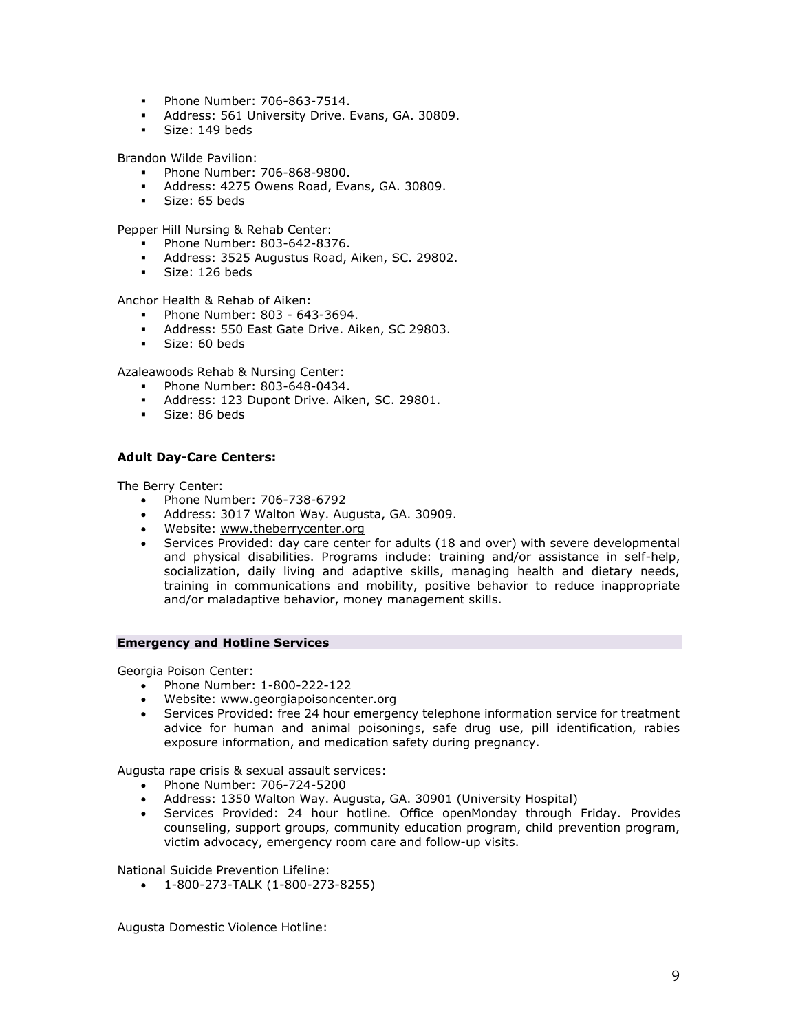- Phone Number: 706-863-7514.
- Address: 561 University Drive. Evans, GA. 30809.
- Size: 149 beds

Brandon Wilde Pavilion:

- Phone Number: 706-868-9800.
- Address: 4275 Owens Road, Evans, GA. 30809.
- Size: 65 beds

Pepper Hill Nursing & Rehab Center:

- Phone Number: 803-642-8376.
- Address: 3525 Augustus Road, Aiken, SC. 29802.
- Size: 126 beds

Anchor Health & Rehab of Aiken:

- Phone Number: 803 - 643-3694.
- Address: 550 East Gate Drive. Aiken, SC 29803.
- Size: 60 beds

Azaleawoods Rehab & Nursing Center:

- Phone Number: 803-648-0434.
- Address: 123 Dupont Drive. Aiken, SC. 29801.
- Size: 86 beds

**Adult Day-Care Centers:**

The Berry Center:

- Phone Number: 706-738-6792
- Address: 3017 Walton Way. Augusta, GA. 30909.
- Website: www.theberrycenter.org
- Services Provided: day care center for adults (18 and over) with severe developmental and physical disabilities. Programs include: training and/or assistance in self-help, socialization, daily living and adaptive skills, managing health and dietary needs, training in communications and mobility, positive behavior to reduce inappropriate and/or maladaptive behavior, money management skills.

## Emergency and Hotline Services

Georgia Poison Center:

- Phone Number: 1-800-222-122
- Website: www.georgiapoisoncenter.org
- Services Provided: free 24 hour emergency telephone information service for treatment advice for human and animal poisonings, safe drug use, pill identification, rabies exposure information, and medication safety during pregnancy.

Augusta rape crisis & sexual assault services:

- Phone Number: 706-724-5200
- Address: 1350 Walton Way. Augusta, GA. 30901 (University Hospital)
- Services Provided: 24 hour hotline. Office openMonday through Friday. Provides counseling, support groups, community education program, child prevention program, victim advocacy, emergency room care and follow-up visits.

National Suicide Prevention Lifeline:

- 1-800-273-TALK (1-800-273-8255)

Augusta Domestic Violence Hotline: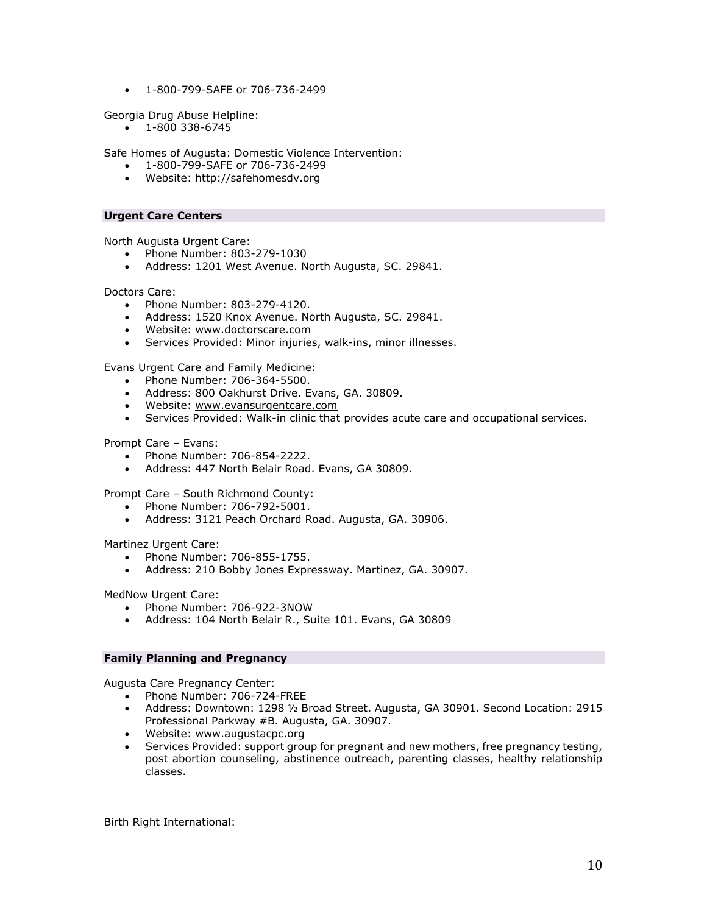- 1-800-799-SAFE or 706-736-2499

Georgia Drug Abuse Helpline:
- 1-800 338-6745

Safe Homes of Augusta: Domestic Violence Intervention:
- 1-800-799-SAFE or 706-736-2499
- Website: http://safehomesdv.org

## Urgent Care Centers

North Augusta Urgent Care:
- Phone Number: 803-279-1030
- Address: 1201 West Avenue. North Augusta, SC. 29841.

Doctors Care:
- Phone Number: 803-279-4120.
- Address: 1520 Knox Avenue. North Augusta, SC. 29841.
- Website: www.doctorscare.com
- Services Provided: Minor injuries, walk-ins, minor illnesses.

Evans Urgent Care and Family Medicine:
- Phone Number: 706-364-5500.
- Address: 800 Oakhurst Drive. Evans, GA. 30809.
- Website: www.evansurgentcare.com
- Services Provided: Walk-in clinic that provides acute care and occupational services.

Prompt Care – Evans:
- Phone Number: 706-854-2222.
- Address: 447 North Belair Road. Evans, GA 30809.

Prompt Care – South Richmond County:
- Phone Number: 706-792-5001.
- Address: 3121 Peach Orchard Road. Augusta, GA. 30906.

Martinez Urgent Care:
- Phone Number: 706-855-1755.
- Address: 210 Bobby Jones Expressway. Martinez, GA. 30907.

MedNow Urgent Care:
- Phone Number: 706-922-3NOW
- Address: 104 North Belair R., Suite 101. Evans, GA 30809

## Family Planning and Pregnancy

Augusta Care Pregnancy Center:
- Phone Number: 706-724-FREE
- Address: Downtown: 1298 ½ Broad Street. Augusta, GA 30901. Second Location: 2915 Professional Parkway #B. Augusta, GA. 30907.
- Website: www.augustacpc.org
- Services Provided: support group for pregnant and new mothers, free pregnancy testing, post abortion counseling, abstinence outreach, parenting classes, healthy relationship classes.

Birth Right International: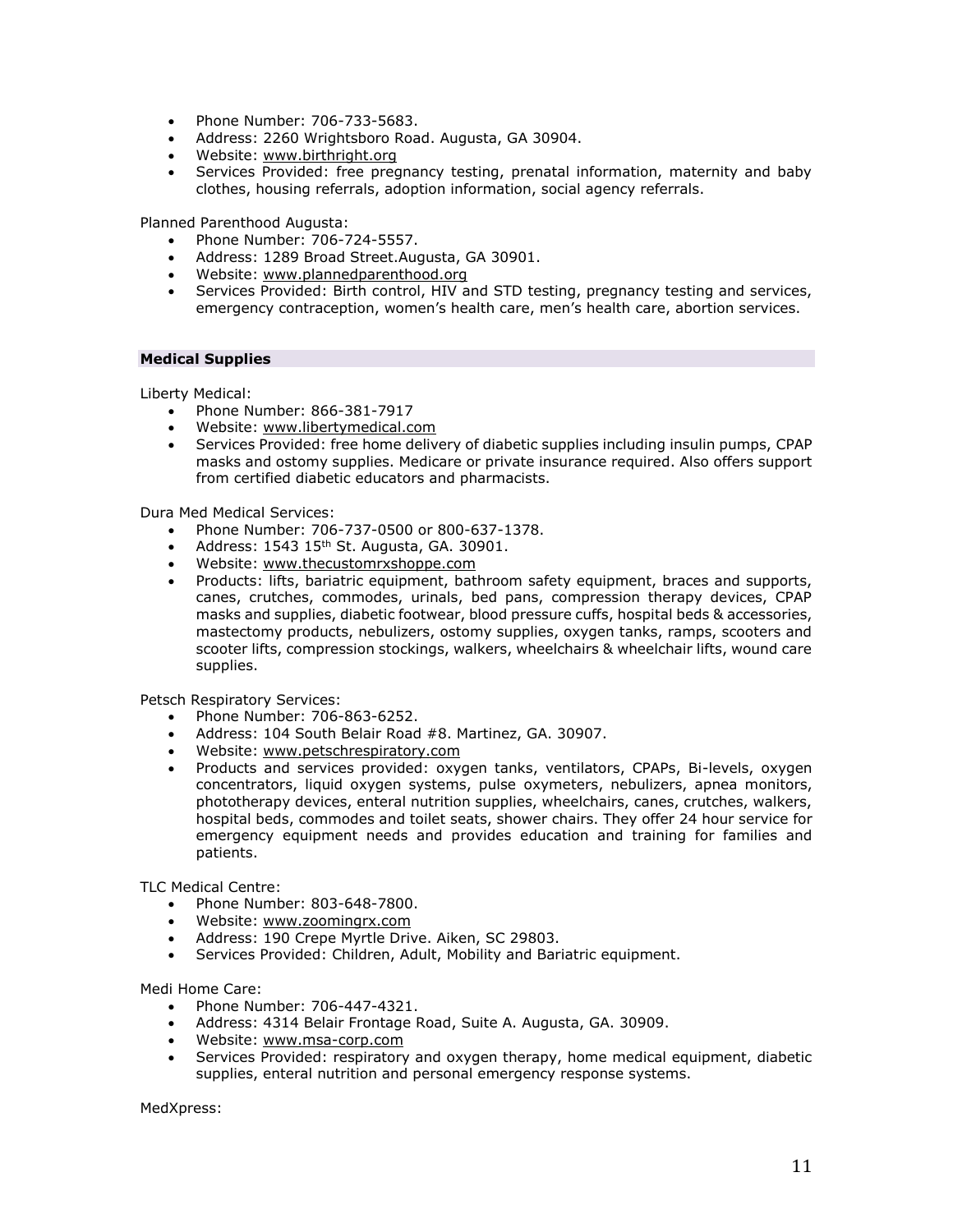- Phone Number: 706-733-5683.
- Address: 2260 Wrightsboro Road. Augusta, GA 30904.
- Website: www.birthright.org
- Services Provided: free pregnancy testing, prenatal information, maternity and baby clothes, housing referrals, adoption information, social agency referrals.

Planned Parenthood Augusta:

- Phone Number: 706-724-5557.
- Address: 1289 Broad Street.Augusta, GA 30901.
- Website: www.plannedparenthood.org
- Services Provided: Birth control, HIV and STD testing, pregnancy testing and services, emergency contraception, women's health care, men's health care, abortion services.

**Medical Supplies**

Liberty Medical:

- Phone Number: 866-381-7917
- Website: www.libertymedical.com
- Services Provided: free home delivery of diabetic supplies including insulin pumps, CPAP masks and ostomy supplies. Medicare or private insurance required. Also offers support from certified diabetic educators and pharmacists.

Dura Med Medical Services:

- Phone Number: 706-737-0500 or 800-637-1378.
- Address: 1543 15th St. Augusta, GA. 30901.
- Website: www.thecustomrxshoppe.com
- Products: lifts, bariatric equipment, bathroom safety equipment, braces and supports, canes, crutches, commodes, urinals, bed pans, compression therapy devices, CPAP masks and supplies, diabetic footwear, blood pressure cuffs, hospital beds & accessories, mastectomy products, nebulizers, ostomy supplies, oxygen tanks, ramps, scooters and scooter lifts, compression stockings, walkers, wheelchairs & wheelchair lifts, wound care supplies.

Petsch Respiratory Services:

- Phone Number: 706-863-6252.
- Address: 104 South Belair Road #8. Martinez, GA. 30907.
- Website: www.petschrespiratory.com
- Products and services provided: oxygen tanks, ventilators, CPAPs, Bi-levels, oxygen concentrators, liquid oxygen systems, pulse oxymeters, nebulizers, apnea monitors, phototherapy devices, enteral nutrition supplies, wheelchairs, canes, crutches, walkers, hospital beds, commodes and toilet seats, shower chairs. They offer 24 hour service for emergency equipment needs and provides education and training for families and patients.

TLC Medical Centre:

- Phone Number: 803-648-7800.
- Website: www.zoomingrx.com
- Address: 190 Crepe Myrtle Drive. Aiken, SC 29803.
- Services Provided: Children, Adult, Mobility and Bariatric equipment.

Medi Home Care:

- Phone Number: 706-447-4321.
- Address: 4314 Belair Frontage Road, Suite A. Augusta, GA. 30909.
- Website: www.msa-corp.com
- Services Provided: respiratory and oxygen therapy, home medical equipment, diabetic supplies, enteral nutrition and personal emergency response systems.

MedXpress: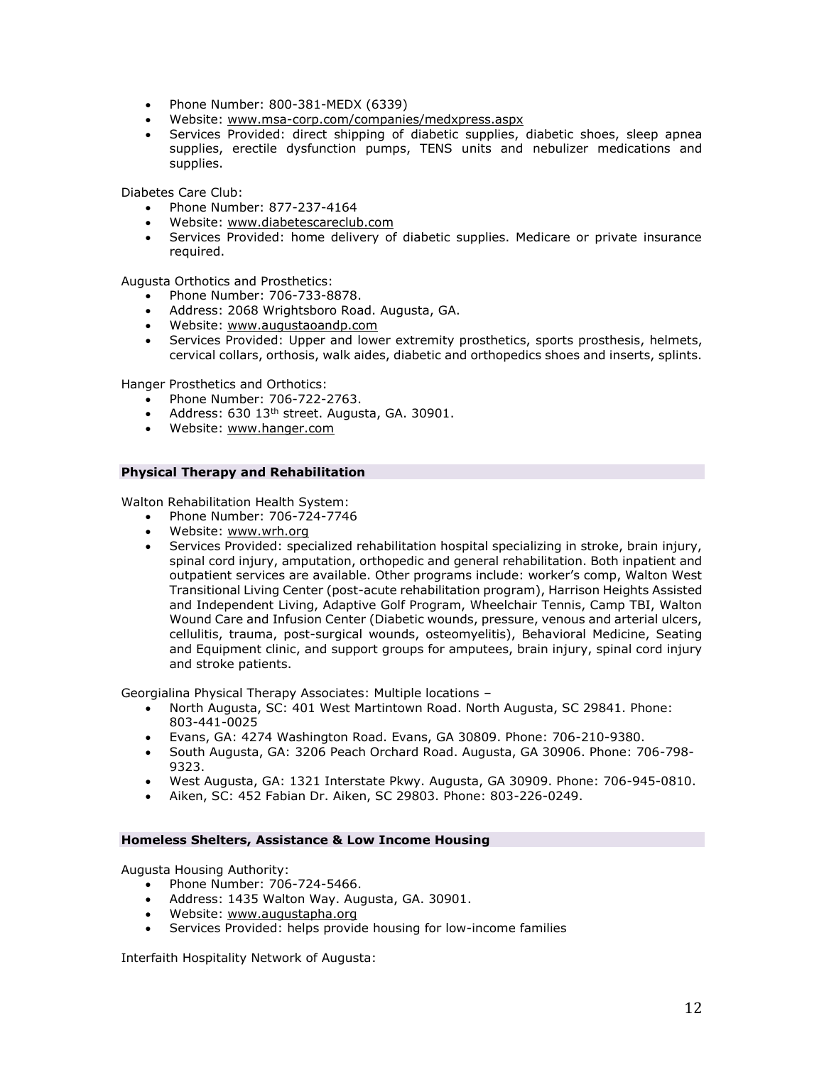- Phone Number: 800-381-MEDX (6339)
- Website: www.msa-corp.com/companies/medxpress.aspx
- Services Provided: direct shipping of diabetic supplies, diabetic shoes, sleep apnea supplies, erectile dysfunction pumps, TENS units and nebulizer medications and supplies.

Diabetes Care Club:

- Phone Number: 877-237-4164
- Website: www.diabetescareclub.com
- Services Provided: home delivery of diabetic supplies. Medicare or private insurance required.

Augusta Orthotics and Prosthetics:

- Phone Number: 706-733-8878.
- Address: 2068 Wrightsboro Road. Augusta, GA.
- Website: www.augustaoandp.com
- Services Provided: Upper and lower extremity prosthetics, sports prosthesis, helmets, cervical collars, orthosis, walk aides, diabetic and orthopedics shoes and inserts, splints.

Hanger Prosthetics and Orthotics:

- Phone Number: 706-722-2763.
- Address: 630 13th street. Augusta, GA. 30901.
- Website: www.hanger.com

**Physical Therapy and Rehabilitation**

Walton Rehabilitation Health System:

- Phone Number: 706-724-7746
- Website: www.wrh.org
- Services Provided: specialized rehabilitation hospital specializing in stroke, brain injury, spinal cord injury, amputation, orthopedic and general rehabilitation. Both inpatient and outpatient services are available. Other programs include: worker's comp, Walton West Transitional Living Center (post-acute rehabilitation program), Harrison Heights Assisted and Independent Living, Adaptive Golf Program, Wheelchair Tennis, Camp TBI, Walton Wound Care and Infusion Center (Diabetic wounds, pressure, venous and arterial ulcers, cellulitis, trauma, post-surgical wounds, osteomyelitis), Behavioral Medicine, Seating and Equipment clinic, and support groups for amputees, brain injury, spinal cord injury and stroke patients.

Georgialina Physical Therapy Associates: Multiple locations –

- North Augusta, SC: 401 West Martintown Road. North Augusta, SC 29841. Phone: 803-441-0025
- Evans, GA: 4274 Washington Road. Evans, GA 30809. Phone: 706-210-9380.
- South Augusta, GA: 3206 Peach Orchard Road. Augusta, GA 30906. Phone: 706-798-9323.
- West Augusta, GA: 1321 Interstate Pkwy. Augusta, GA 30909. Phone: 706-945-0810.
- Aiken, SC: 452 Fabian Dr. Aiken, SC 29803. Phone: 803-226-0249.

**Homeless Shelters, Assistance & Low Income Housing**

Augusta Housing Authority:

- Phone Number: 706-724-5466.
- Address: 1435 Walton Way. Augusta, GA. 30901.
- Website: www.augustapha.org
- Services Provided: helps provide housing for low-income families

Interfaith Hospitality Network of Augusta: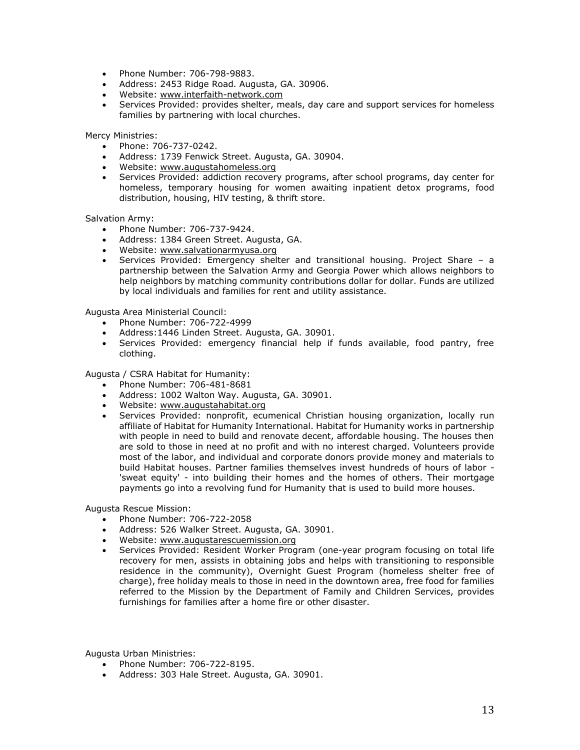- Phone Number: 706-798-9883.
- Address: 2453 Ridge Road. Augusta, GA. 30906.
- Website: www.interfaith-network.com
- Services Provided: provides shelter, meals, day care and support services for homeless families by partnering with local churches.

Mercy Ministries:

- Phone: 706-737-0242.
- Address: 1739 Fenwick Street. Augusta, GA. 30904.
- Website: www.augustahomeless.org
- Services Provided: addiction recovery programs, after school programs, day center for homeless, temporary housing for women awaiting inpatient detox programs, food distribution, housing, HIV testing, & thrift store.

Salvation Army:

- Phone Number: 706-737-9424.
- Address: 1384 Green Street. Augusta, GA.
- Website: www.salvationarmyusa.org
- Services Provided: Emergency shelter and transitional housing. Project Share – a partnership between the Salvation Army and Georgia Power which allows neighbors to help neighbors by matching community contributions dollar for dollar. Funds are utilized by local individuals and families for rent and utility assistance.

Augusta Area Ministerial Council:

- Phone Number: 706-722-4999
- Address:1446 Linden Street. Augusta, GA. 30901.
- Services Provided: emergency financial help if funds available, food pantry, free clothing.

Augusta / CSRA Habitat for Humanity:

- Phone Number: 706-481-8681
- Address: 1002 Walton Way. Augusta, GA. 30901.
- Website: www.augustahabitat.org
- Services Provided: nonprofit, ecumenical Christian housing organization, locally run affiliate of Habitat for Humanity International. Habitat for Humanity works in partnership with people in need to build and renovate decent, affordable housing. The houses then are sold to those in need at no profit and with no interest charged. Volunteers provide most of the labor, and individual and corporate donors provide money and materials to build Habitat houses. Partner families themselves invest hundreds of hours of labor - 'sweat equity' - into building their homes and the homes of others. Their mortgage payments go into a revolving fund for Humanity that is used to build more houses.

Augusta Rescue Mission:

- Phone Number: 706-722-2058
- Address: 526 Walker Street. Augusta, GA. 30901.
- Website: www.augustarescuemission.org
- Services Provided: Resident Worker Program (one-year program focusing on total life recovery for men, assists in obtaining jobs and helps with transitioning to responsible residence in the community), Overnight Guest Program (homeless shelter free of charge), free holiday meals to those in need in the downtown area, free food for families referred to the Mission by the Department of Family and Children Services, provides furnishings for families after a home fire or other disaster.

Augusta Urban Ministries:

- Phone Number: 706-722-8195.
- Address: 303 Hale Street. Augusta, GA. 30901.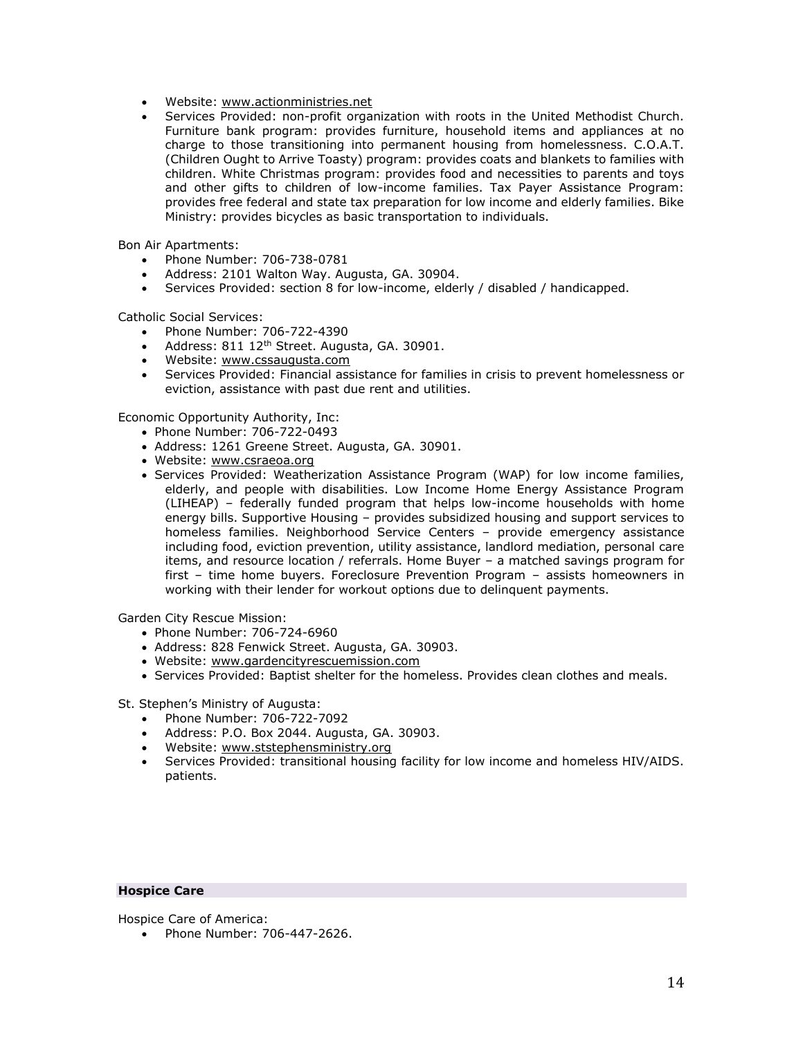- Website: www.actionministries.net
- Services Provided: non-profit organization with roots in the United Methodist Church. Furniture bank program: provides furniture, household items and appliances at no charge to those transitioning into permanent housing from homelessness. C.O.A.T. (Children Ought to Arrive Toasty) program: provides coats and blankets to families with children. White Christmas program: provides food and necessities to parents and toys and other gifts to children of low-income families. Tax Payer Assistance Program: provides free federal and state tax preparation for low income and elderly families. Bike Ministry: provides bicycles as basic transportation to individuals.

Bon Air Apartments:

- Phone Number: 706-738-0781
- Address: 2101 Walton Way. Augusta, GA. 30904.
- Services Provided: section 8 for low-income, elderly / disabled / handicapped.

Catholic Social Services:

- Phone Number: 706-722-4390
- Address: 811 12th Street. Augusta, GA. 30901.
- Website: www.cssaugusta.com
- Services Provided: Financial assistance for families in crisis to prevent homelessness or eviction, assistance with past due rent and utilities.

Economic Opportunity Authority, Inc:

- Phone Number: 706-722-0493
- Address: 1261 Greene Street. Augusta, GA. 30901.
- Website: www.csraeoa.org
- Services Provided: Weatherization Assistance Program (WAP) for low income families, elderly, and people with disabilities. Low Income Home Energy Assistance Program (LIHEAP) – federally funded program that helps low-income households with home energy bills. Supportive Housing – provides subsidized housing and support services to homeless families. Neighborhood Service Centers – provide emergency assistance including food, eviction prevention, utility assistance, landlord mediation, personal care items, and resource location / referrals. Home Buyer – a matched savings program for first – time home buyers. Foreclosure Prevention Program – assists homeowners in working with their lender for workout options due to delinquent payments.

Garden City Rescue Mission:

- Phone Number: 706-724-6960
- Address: 828 Fenwick Street. Augusta, GA. 30903.
- Website: www.gardencityrescuemission.com
- Services Provided: Baptist shelter for the homeless. Provides clean clothes and meals.

St. Stephen's Ministry of Augusta:

- Phone Number: 706-722-7092
- Address: P.O. Box 2044. Augusta, GA. 30903.
- Website: www.ststephensministry.org
- Services Provided: transitional housing facility for low income and homeless HIV/AIDS. patients.

## Hospice Care

Hospice Care of America:

- Phone Number: 706-447-2626.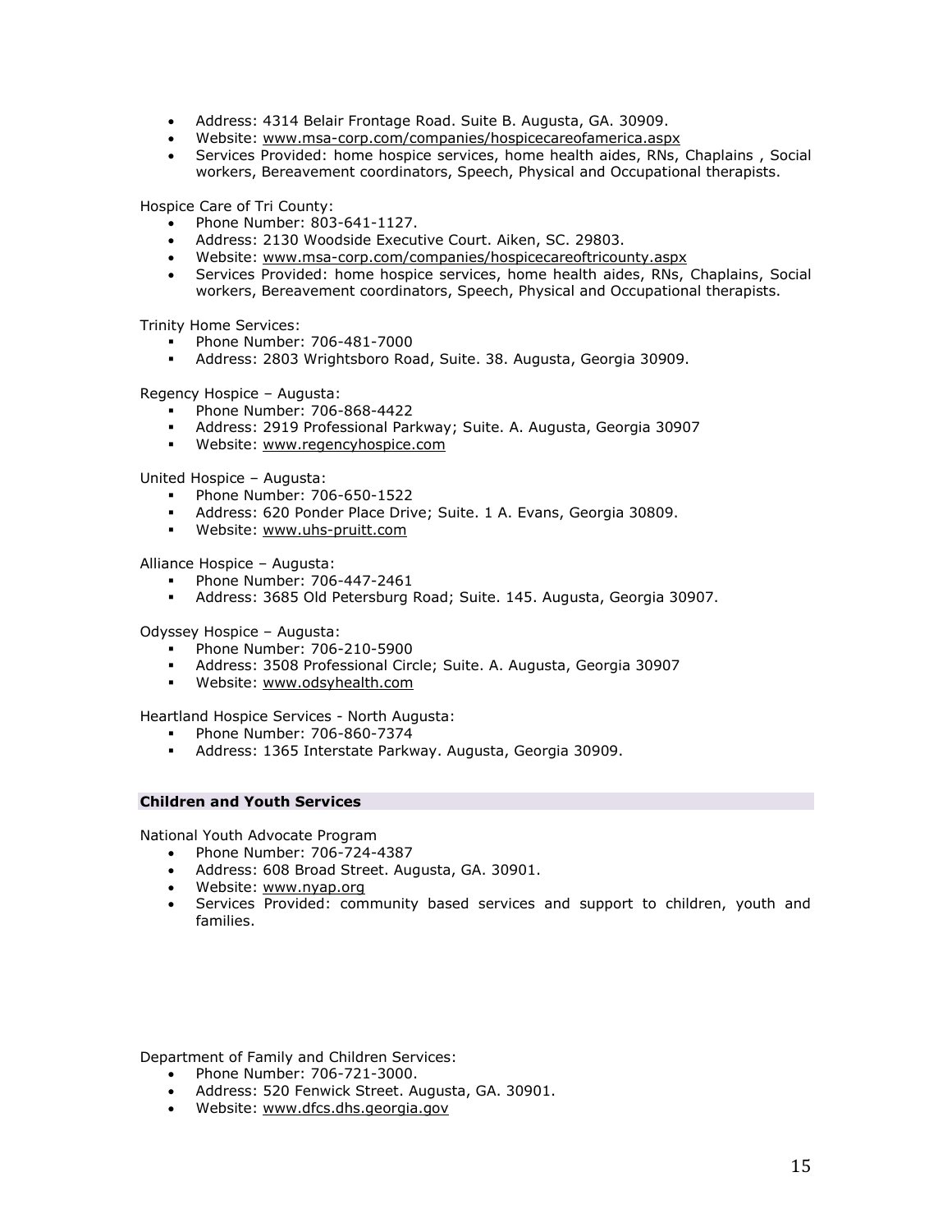- Address: 4314 Belair Frontage Road. Suite B. Augusta, GA. 30909.
- Website: www.msa-corp.com/companies/hospicecareofamerica.aspx
- Services Provided: home hospice services, home health aides, RNs, Chaplains , Social workers, Bereavement coordinators, Speech, Physical and Occupational therapists.

Hospice Care of Tri County:

- Phone Number: 803-641-1127.
- Address: 2130 Woodside Executive Court. Aiken, SC. 29803.
- Website: www.msa-corp.com/companies/hospicecareoftricounty.aspx
- Services Provided: home hospice services, home health aides, RNs, Chaplains, Social workers, Bereavement coordinators, Speech, Physical and Occupational therapists.

Trinity Home Services:

- Phone Number: 706-481-7000
- Address: 2803 Wrightsboro Road, Suite. 38. Augusta, Georgia 30909.

Regency Hospice – Augusta:

- Phone Number: 706-868-4422
- Address: 2919 Professional Parkway; Suite. A. Augusta, Georgia 30907
- Website: www.regencyhospice.com

United Hospice – Augusta:

- Phone Number: 706-650-1522
- Address: 620 Ponder Place Drive; Suite. 1 A. Evans, Georgia 30809.
- Website: www.uhs-pruitt.com

Alliance Hospice – Augusta:

- Phone Number: 706-447-2461
- Address: 3685 Old Petersburg Road; Suite. 145. Augusta, Georgia 30907.

Odyssey Hospice – Augusta:

- Phone Number: 706-210-5900
- Address: 3508 Professional Circle; Suite. A. Augusta, Georgia 30907
- Website: www.odsyhealth.com

Heartland Hospice Services - North Augusta:

- Phone Number: 706-860-7374
- Address: 1365 Interstate Parkway. Augusta, Georgia 30909.

## Children and Youth Services

National Youth Advocate Program

- Phone Number: 706-724-4387
- Address: 608 Broad Street. Augusta, GA. 30901.
- Website: www.nyap.org
- Services Provided: community based services and support to children, youth and families.

Department of Family and Children Services:

- Phone Number: 706-721-3000.
- Address: 520 Fenwick Street. Augusta, GA. 30901.
- Website: www.dfcs.dhs.georgia.gov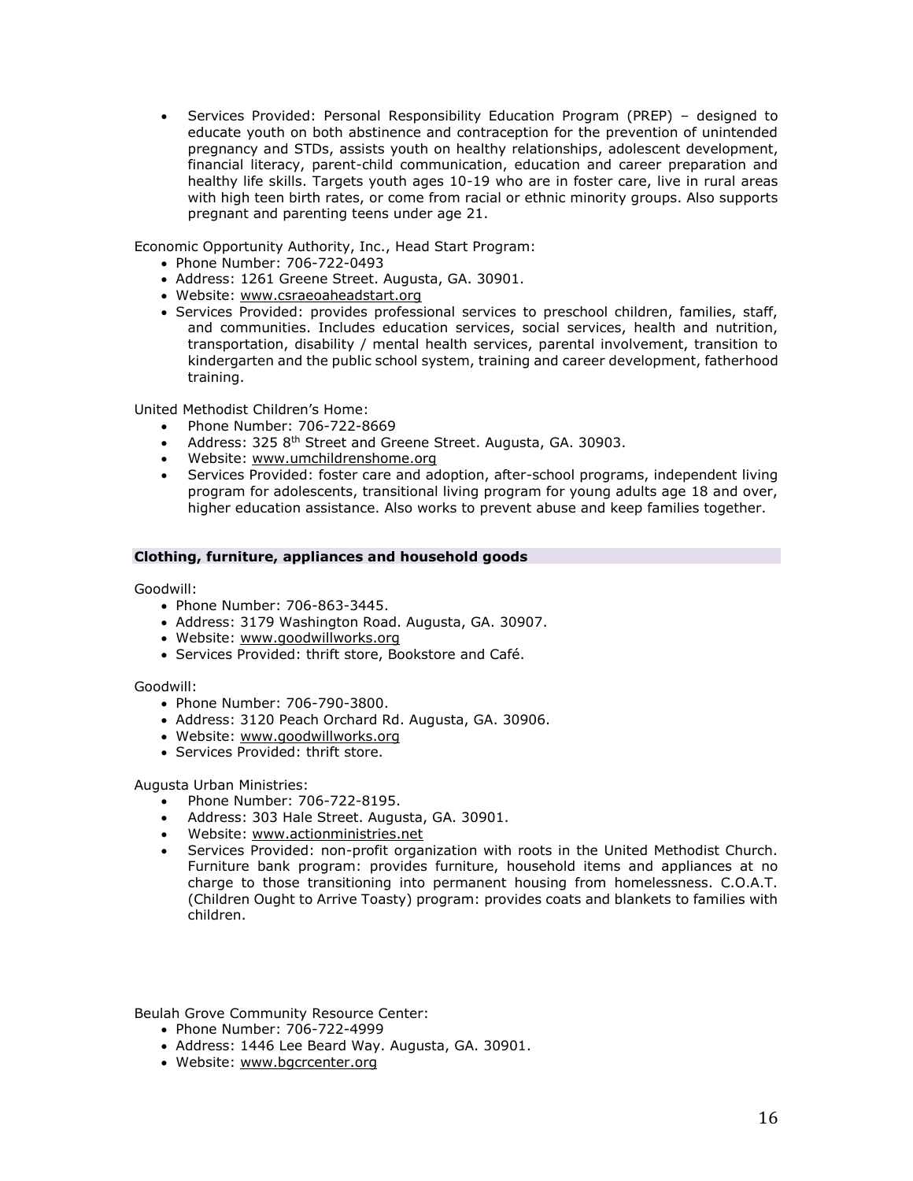- Services Provided: Personal Responsibility Education Program (PREP) – designed to educate youth on both abstinence and contraception for the prevention of unintended pregnancy and STDs, assists youth on healthy relationships, adolescent development, financial literacy, parent-child communication, education and career preparation and healthy life skills. Targets youth ages 10-19 who are in foster care, live in rural areas with high teen birth rates, or come from racial or ethnic minority groups. Also supports pregnant and parenting teens under age 21.

Economic Opportunity Authority, Inc., Head Start Program:

- Phone Number: 706-722-0493
- Address: 1261 Greene Street. Augusta, GA. 30901.
- Website: www.csraeoaheadstart.org
- Services Provided: provides professional services to preschool children, families, staff, and communities. Includes education services, social services, health and nutrition, transportation, disability / mental health services, parental involvement, transition to kindergarten and the public school system, training and career development, fatherhood training.

United Methodist Children's Home:

- Phone Number: 706-722-8669
- Address: 325 8th Street and Greene Street. Augusta, GA. 30903.
- Website: www.umchildrenshome.org
- Services Provided: foster care and adoption, after-school programs, independent living program for adolescents, transitional living program for young adults age 18 and over, higher education assistance. Also works to prevent abuse and keep families together.

**Clothing, furniture, appliances and household goods**

Goodwill:

- Phone Number: 706-863-3445.
- Address: 3179 Washington Road. Augusta, GA. 30907.
- Website: www.goodwillworks.org
- Services Provided: thrift store, Bookstore and Café.

Goodwill:

- Phone Number: 706-790-3800.
- Address: 3120 Peach Orchard Rd. Augusta, GA. 30906.
- Website: www.goodwillworks.org
- Services Provided: thrift store.

Augusta Urban Ministries:

- Phone Number: 706-722-8195.
- Address: 303 Hale Street. Augusta, GA. 30901.
- Website: www.actionministries.net
- Services Provided: non-profit organization with roots in the United Methodist Church. Furniture bank program: provides furniture, household items and appliances at no charge to those transitioning into permanent housing from homelessness. C.O.A.T. (Children Ought to Arrive Toasty) program: provides coats and blankets to families with children.

Beulah Grove Community Resource Center:

- Phone Number: 706-722-4999
- Address: 1446 Lee Beard Way. Augusta, GA. 30901.
- Website: www.bgcrcenter.org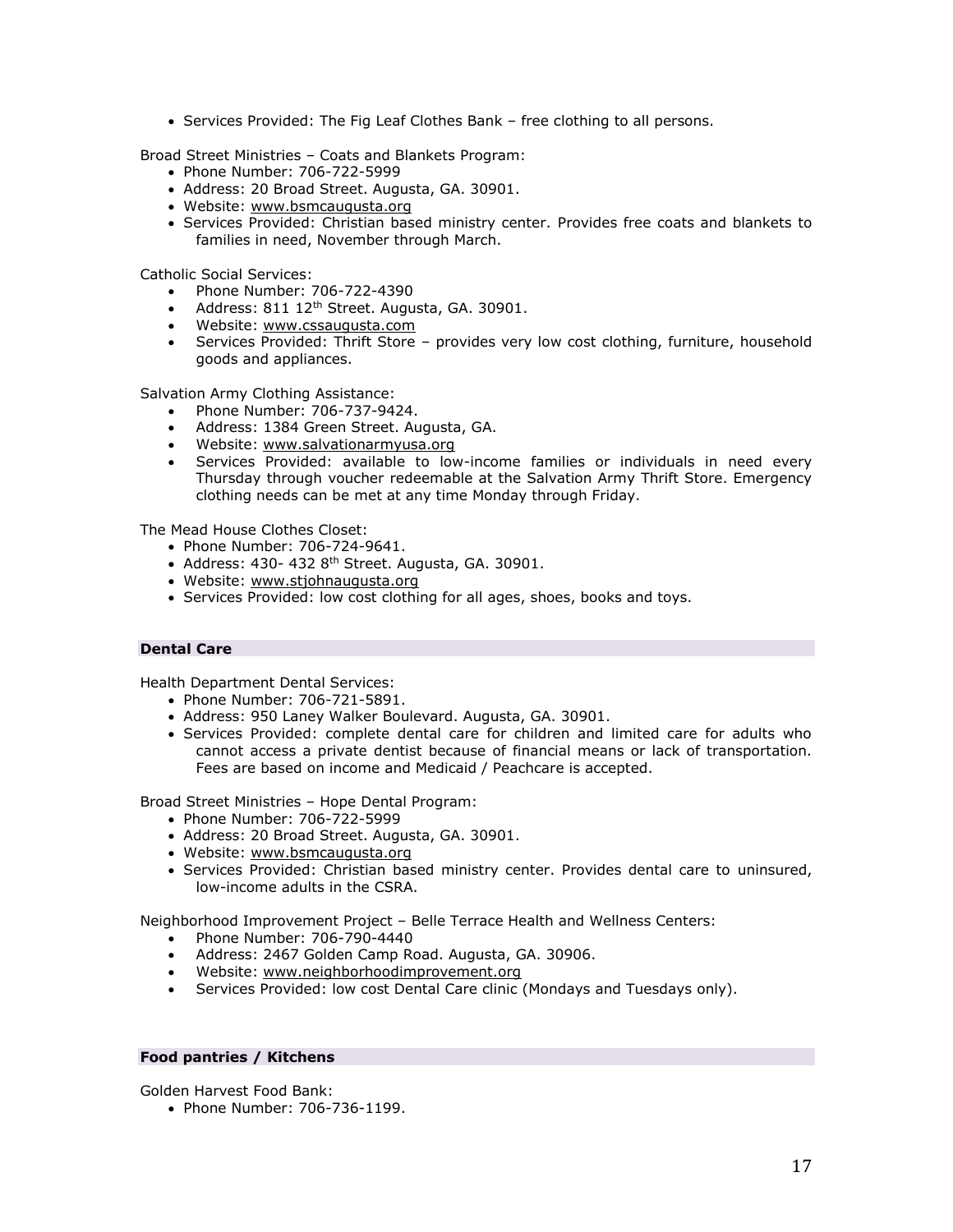- Services Provided: The Fig Leaf Clothes Bank – free clothing to all persons.

Broad Street Ministries – Coats and Blankets Program:

- Phone Number: 706-722-5999
- Address: 20 Broad Street. Augusta, GA. 30901.
- Website: www.bsmcaugusta.org
- Services Provided: Christian based ministry center. Provides free coats and blankets to families in need, November through March.

Catholic Social Services:

- Phone Number: 706-722-4390
- Address: 811 12th Street. Augusta, GA. 30901.
- Website: www.cssaugusta.com
- Services Provided: Thrift Store – provides very low cost clothing, furniture, household goods and appliances.

Salvation Army Clothing Assistance:

- Phone Number: 706-737-9424.
- Address: 1384 Green Street. Augusta, GA.
- Website: www.salvationarmyusa.org
- Services Provided: available to low-income families or individuals in need every Thursday through voucher redeemable at the Salvation Army Thrift Store. Emergency clothing needs can be met at any time Monday through Friday.

The Mead House Clothes Closet:

- Phone Number: 706-724-9641.
- Address: 430- 432 8th Street. Augusta, GA. 30901.
- Website: www.stjohnaugusta.org
- Services Provided: low cost clothing for all ages, shoes, books and toys.

## Dental Care

Health Department Dental Services:

- Phone Number: 706-721-5891.
- Address: 950 Laney Walker Boulevard. Augusta, GA. 30901.
- Services Provided: complete dental care for children and limited care for adults who cannot access a private dentist because of financial means or lack of transportation. Fees are based on income and Medicaid / Peachcare is accepted.

Broad Street Ministries – Hope Dental Program:

- Phone Number: 706-722-5999
- Address: 20 Broad Street. Augusta, GA. 30901.
- Website: www.bsmcaugusta.org
- Services Provided: Christian based ministry center. Provides dental care to uninsured, low-income adults in the CSRA.

Neighborhood Improvement Project – Belle Terrace Health and Wellness Centers:

- Phone Number: 706-790-4440
- Address: 2467 Golden Camp Road. Augusta, GA. 30906.
- Website: www.neighborhoodimprovement.org
- Services Provided: low cost Dental Care clinic (Mondays and Tuesdays only).

## Food pantries / Kitchens

Golden Harvest Food Bank:

- Phone Number: 706-736-1199.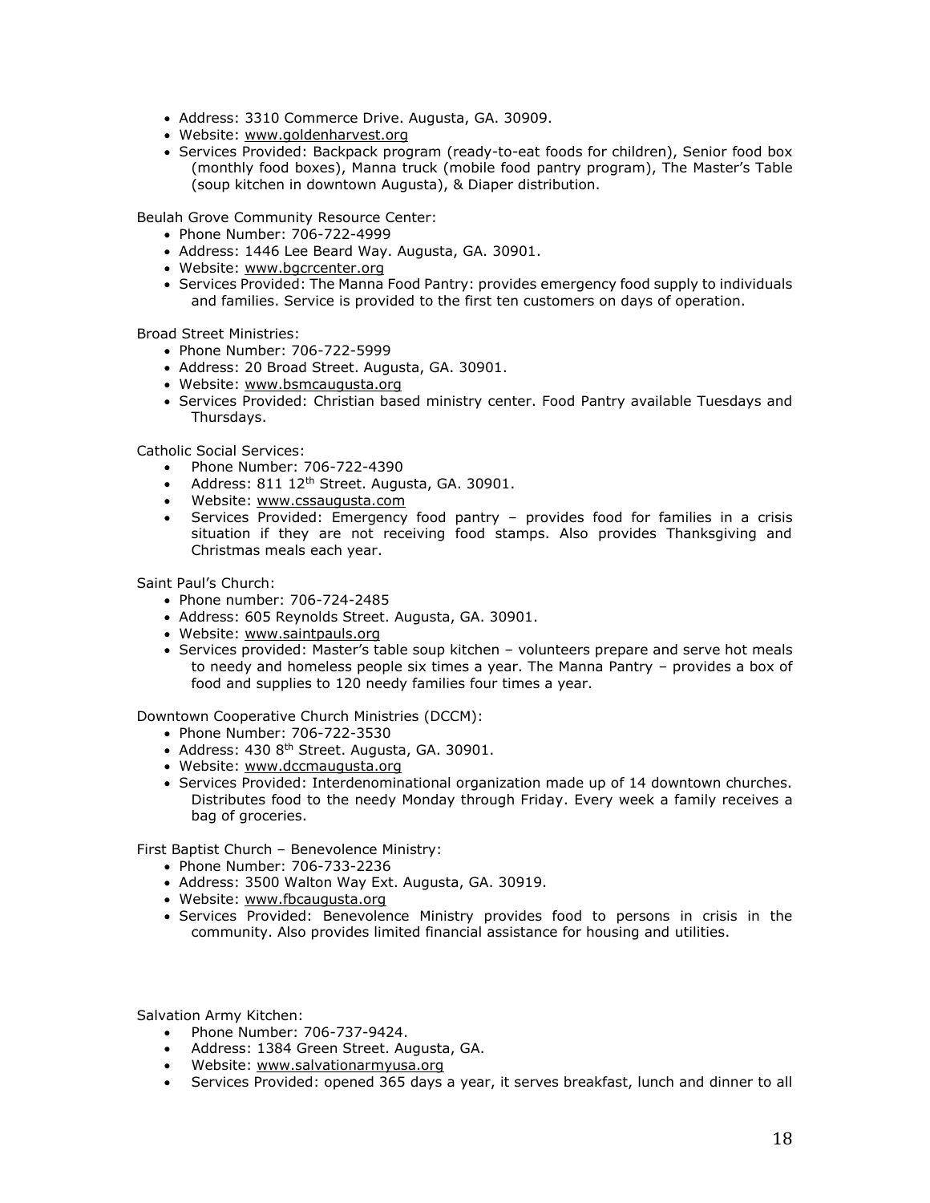- Address: 3310 Commerce Drive. Augusta, GA. 30909.
- Website: www.goldenharvest.org
- Services Provided: Backpack program (ready-to-eat foods for children), Senior food box (monthly food boxes), Manna truck (mobile food pantry program), The Master's Table (soup kitchen in downtown Augusta), & Diaper distribution.

Beulah Grove Community Resource Center:

- Phone Number: 706-722-4999
- Address: 1446 Lee Beard Way. Augusta, GA. 30901.
- Website: www.bgcrcenter.org
- Services Provided: The Manna Food Pantry: provides emergency food supply to individuals and families. Service is provided to the first ten customers on days of operation.

Broad Street Ministries:

- Phone Number: 706-722-5999
- Address: 20 Broad Street. Augusta, GA. 30901.
- Website: www.bsmcaugusta.org
- Services Provided: Christian based ministry center. Food Pantry available Tuesdays and Thursdays.

Catholic Social Services:

- Phone Number: 706-722-4390
- Address: 811 12th Street. Augusta, GA. 30901.
- Website: www.cssaugusta.com
- Services Provided: Emergency food pantry – provides food for families in a crisis situation if they are not receiving food stamps. Also provides Thanksgiving and Christmas meals each year.

Saint Paul's Church:

- Phone number: 706-724-2485
- Address: 605 Reynolds Street. Augusta, GA. 30901.
- Website: www.saintpauls.org
- Services provided: Master's table soup kitchen – volunteers prepare and serve hot meals to needy and homeless people six times a year. The Manna Pantry – provides a box of food and supplies to 120 needy families four times a year.

Downtown Cooperative Church Ministries (DCCM):

- Phone Number: 706-722-3530
- Address: 430 8th Street. Augusta, GA. 30901.
- Website: www.dccmaugusta.org
- Services Provided: Interdenominational organization made up of 14 downtown churches. Distributes food to the needy Monday through Friday. Every week a family receives a bag of groceries.

First Baptist Church – Benevolence Ministry:

- Phone Number: 706-733-2236
- Address: 3500 Walton Way Ext. Augusta, GA. 30919.
- Website: www.fbcaugusta.org
- Services Provided: Benevolence Ministry provides food to persons in crisis in the community. Also provides limited financial assistance for housing and utilities.

Salvation Army Kitchen:

- Phone Number: 706-737-9424.
- Address: 1384 Green Street. Augusta, GA.
- Website: www.salvationarmyusa.org
- Services Provided: opened 365 days a year, it serves breakfast, lunch and dinner to all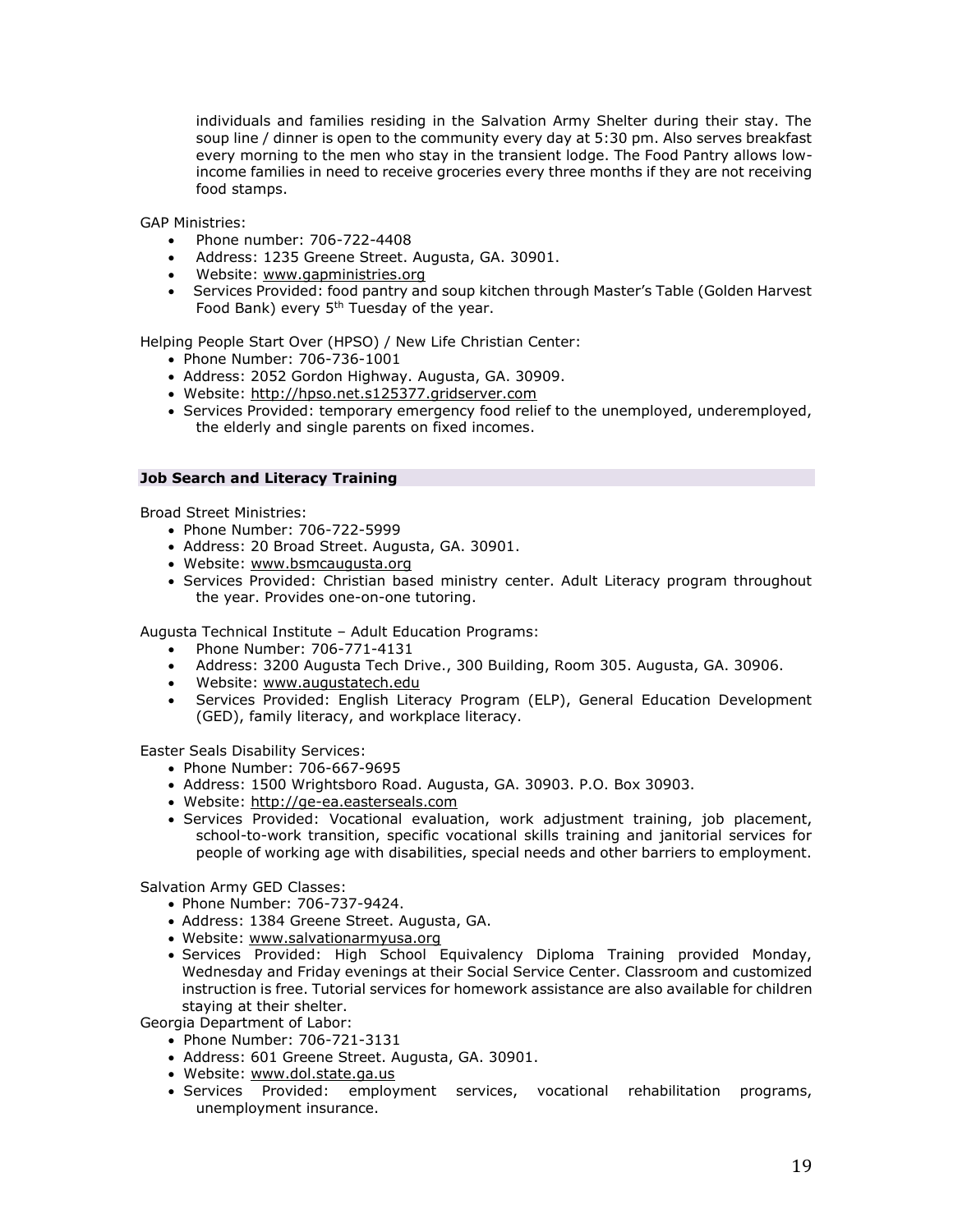individuals and families residing in the Salvation Army Shelter during their stay. The soup line / dinner is open to the community every day at 5:30 pm. Also serves breakfast every morning to the men who stay in the transient lodge. The Food Pantry allows low-income families in need to receive groceries every three months if they are not receiving food stamps.

GAP Ministries:

- Phone number: 706-722-4408
- Address: 1235 Greene Street. Augusta, GA. 30901.
- Website: www.gapministries.org
- Services Provided: food pantry and soup kitchen through Master's Table (Golden Harvest Food Bank) every 5th Tuesday of the year.

Helping People Start Over (HPSO) / New Life Christian Center:

- Phone Number: 706-736-1001
- Address: 2052 Gordon Highway. Augusta, GA. 30909.
- Website: http://hpso.net.s125377.gridserver.com
- Services Provided: temporary emergency food relief to the unemployed, underemployed, the elderly and single parents on fixed incomes.

### Job Search and Literacy Training

Broad Street Ministries:

- Phone Number: 706-722-5999
- Address: 20 Broad Street. Augusta, GA. 30901.
- Website: www.bsmcaugusta.org
- Services Provided: Christian based ministry center. Adult Literacy program throughout the year. Provides one-on-one tutoring.

Augusta Technical Institute – Adult Education Programs:

- Phone Number: 706-771-4131
- Address: 3200 Augusta Tech Drive., 300 Building, Room 305. Augusta, GA. 30906.
- Website: www.augustatech.edu
- Services Provided: English Literacy Program (ELP), General Education Development (GED), family literacy, and workplace literacy.

Easter Seals Disability Services:

- Phone Number: 706-667-9695
- Address: 1500 Wrightsboro Road. Augusta, GA. 30903. P.O. Box 30903.
- Website: http://ge-ea.easterseals.com
- Services Provided: Vocational evaluation, work adjustment training, job placement, school-to-work transition, specific vocational skills training and janitorial services for people of working age with disabilities, special needs and other barriers to employment.

Salvation Army GED Classes:

- Phone Number: 706-737-9424.
- Address: 1384 Greene Street. Augusta, GA.
- Website: www.salvationarmyusa.org
- Services Provided: High School Equivalency Diploma Training provided Monday, Wednesday and Friday evenings at their Social Service Center. Classroom and customized instruction is free. Tutorial services for homework assistance are also available for children staying at their shelter.

Georgia Department of Labor:

- Phone Number: 706-721-3131
- Address: 601 Greene Street. Augusta, GA. 30901.
- Website: www.dol.state.ga.us
- Services Provided: employment services, vocational rehabilitation programs, unemployment insurance.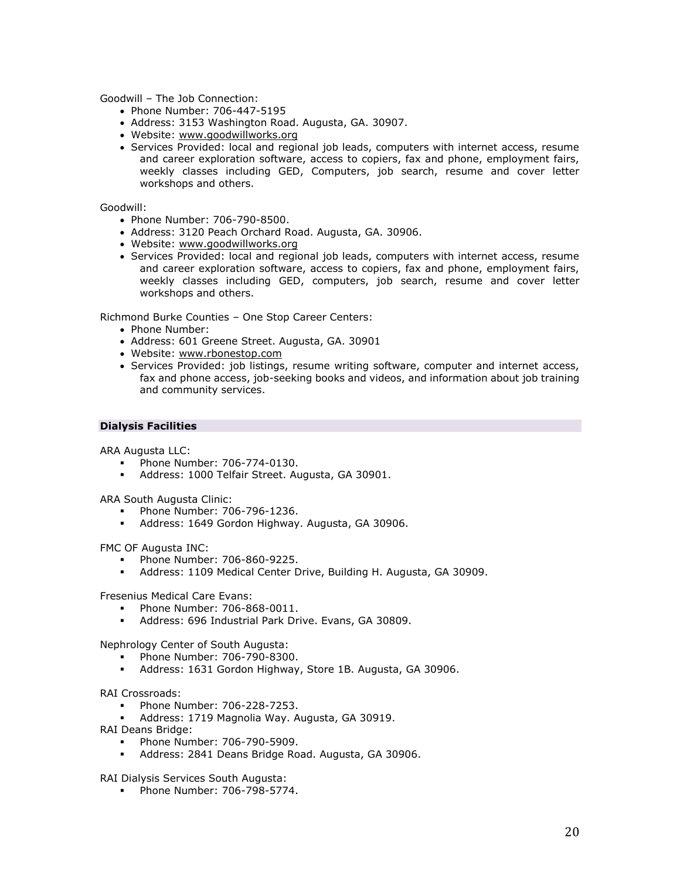Goodwill – The Job Connection:

- Phone Number: 706-447-5195
- Address: 3153 Washington Road. Augusta, GA. 30907.
- Website: www.goodwillworks.org
- Services Provided: local and regional job leads, computers with internet access, resume and career exploration software, access to copiers, fax and phone, employment fairs, weekly classes including GED, Computers, job search, resume and cover letter workshops and others.

Goodwill:

- Phone Number: 706-790-8500.
- Address: 3120 Peach Orchard Road. Augusta, GA. 30906.
- Website: www.goodwillworks.org
- Services Provided: local and regional job leads, computers with internet access, resume and career exploration software, access to copiers, fax and phone, employment fairs, weekly classes including GED, computers, job search, resume and cover letter workshops and others.

Richmond Burke Counties – One Stop Career Centers:

- Phone Number:
- Address: 601 Greene Street. Augusta, GA. 30901
- Website: www.rbonestop.com
- Services Provided: job listings, resume writing software, computer and internet access, fax and phone access, job-seeking books and videos, and information about job training and community services.

## Dialysis Facilities

ARA Augusta LLC:

- Phone Number: 706-774-0130.
- Address: 1000 Telfair Street. Augusta, GA 30901.

ARA South Augusta Clinic:

- Phone Number: 706-796-1236.
- Address: 1649 Gordon Highway. Augusta, GA 30906.

FMC OF Augusta INC:

- Phone Number: 706-860-9225.
- Address: 1109 Medical Center Drive, Building H. Augusta, GA 30909.

Fresenius Medical Care Evans:

- Phone Number: 706-868-0011.
- Address: 696 Industrial Park Drive. Evans, GA 30809.

Nephrology Center of South Augusta:

- Phone Number: 706-790-8300.
- Address: 1631 Gordon Highway, Store 1B. Augusta, GA 30906.

RAI Crossroads:

- Phone Number: 706-228-7253.
- Address: 1719 Magnolia Way. Augusta, GA 30919.

RAI Deans Bridge:

- Phone Number: 706-790-5909.
- Address: 2841 Deans Bridge Road. Augusta, GA 30906.

RAI Dialysis Services South Augusta:

- Phone Number: 706-798-5774.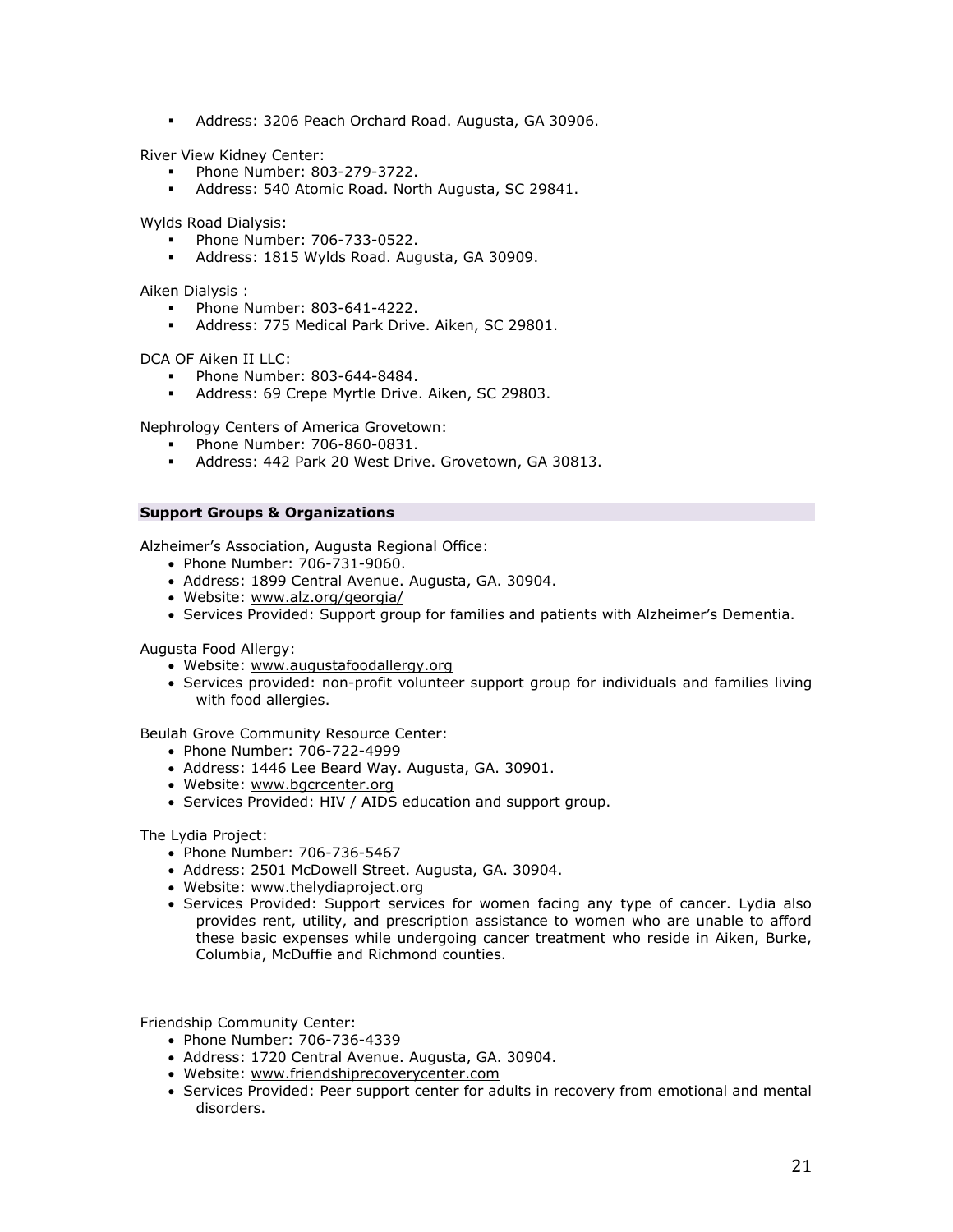- Address: 3206 Peach Orchard Road. Augusta, GA 30906.

River View Kidney Center:

- Phone Number: 803-279-3722.
- Address: 540 Atomic Road. North Augusta, SC 29841.

Wylds Road Dialysis:

- Phone Number: 706-733-0522.
- Address: 1815 Wylds Road. Augusta, GA 30909.

Aiken Dialysis :

- Phone Number: 803-641-4222.
- Address: 775 Medical Park Drive. Aiken, SC 29801.

DCA OF Aiken II LLC:

- Phone Number: 803-644-8484.
- Address: 69 Crepe Myrtle Drive. Aiken, SC 29803.

Nephrology Centers of America Grovetown:

- Phone Number: 706-860-0831.
- Address: 442 Park 20 West Drive. Grovetown, GA 30813.

**Support Groups & Organizations**

Alzheimer's Association, Augusta Regional Office:

- Phone Number: 706-731-9060.
- Address: 1899 Central Avenue. Augusta, GA. 30904.
- Website: www.alz.org/georgia/
- Services Provided: Support group for families and patients with Alzheimer's Dementia.

Augusta Food Allergy:

- Website: www.augustafoodallergy.org
- Services provided: non-profit volunteer support group for individuals and families living with food allergies.

Beulah Grove Community Resource Center:

- Phone Number: 706-722-4999
- Address: 1446 Lee Beard Way. Augusta, GA. 30901.
- Website: www.bgcrcenter.org
- Services Provided: HIV / AIDS education and support group.

The Lydia Project:

- Phone Number: 706-736-5467
- Address: 2501 McDowell Street. Augusta, GA. 30904.
- Website: www.thelydiaproject.org
- Services Provided: Support services for women facing any type of cancer. Lydia also provides rent, utility, and prescription assistance to women who are unable to afford these basic expenses while undergoing cancer treatment who reside in Aiken, Burke, Columbia, McDuffie and Richmond counties.

Friendship Community Center:

- Phone Number: 706-736-4339
- Address: 1720 Central Avenue. Augusta, GA. 30904.
- Website: www.friendshiprecoverycenter.com
- Services Provided: Peer support center for adults in recovery from emotional and mental disorders.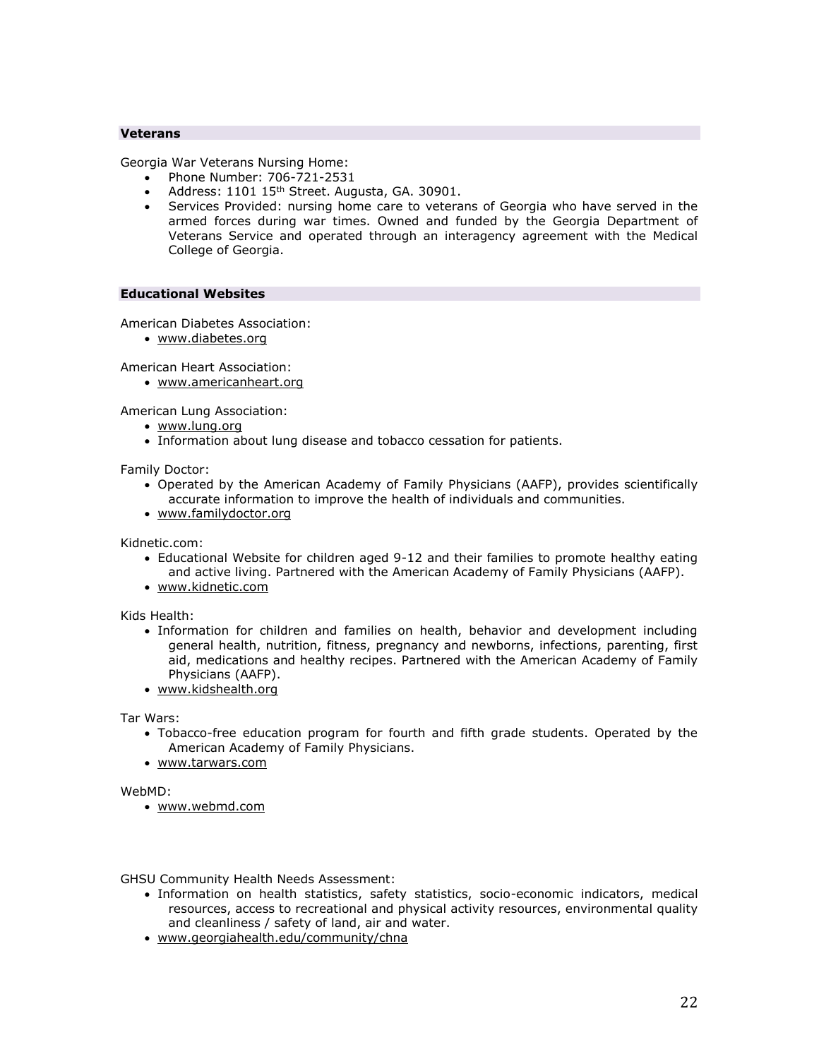## Veterans

Georgia War Veterans Nursing Home:

- Phone Number: 706-721-2531
- Address: 1101 15th Street. Augusta, GA. 30901.
- Services Provided: nursing home care to veterans of Georgia who have served in the armed forces during war times. Owned and funded by the Georgia Department of Veterans Service and operated through an interagency agreement with the Medical College of Georgia.

## Educational Websites

American Diabetes Association:

- www.diabetes.org

American Heart Association:

- www.americanheart.org

American Lung Association:

- www.lung.org
- Information about lung disease and tobacco cessation for patients.

Family Doctor:

- Operated by the American Academy of Family Physicians (AAFP), provides scientifically accurate information to improve the health of individuals and communities.
- www.familydoctor.org

Kidnetic.com:

- Educational Website for children aged 9-12 and their families to promote healthy eating and active living. Partnered with the American Academy of Family Physicians (AAFP).
- www.kidnetic.com

Kids Health:

- Information for children and families on health, behavior and development including general health, nutrition, fitness, pregnancy and newborns, infections, parenting, first aid, medications and healthy recipes. Partnered with the American Academy of Family Physicians (AAFP).
- www.kidshealth.org

Tar Wars:

- Tobacco-free education program for fourth and fifth grade students. Operated by the American Academy of Family Physicians.
- www.tarwars.com

WebMD:

- www.webmd.com

GHSU Community Health Needs Assessment:

- Information on health statistics, safety statistics, socio-economic indicators, medical resources, access to recreational and physical activity resources, environmental quality and cleanliness / safety of land, air and water.
- www.georgiahealth.edu/community/chna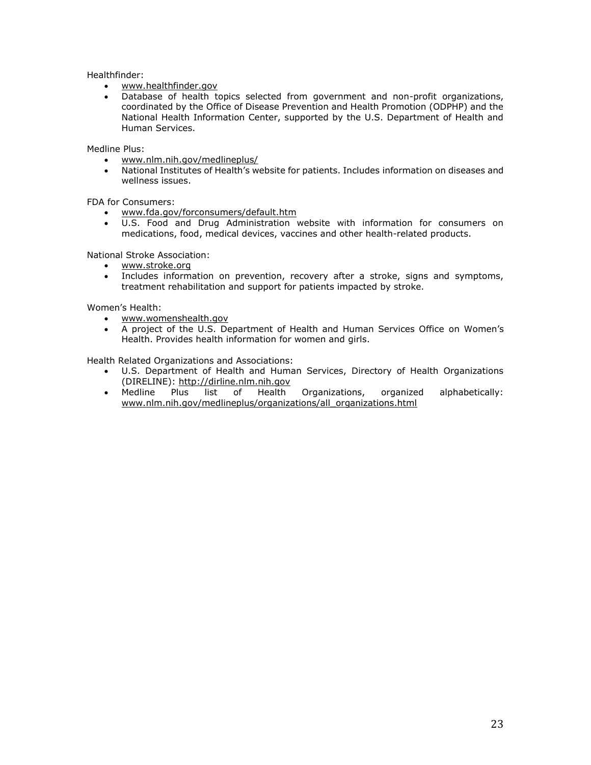Healthfinder:

- www.healthfinder.gov
- Database of health topics selected from government and non-profit organizations, coordinated by the Office of Disease Prevention and Health Promotion (ODPHP) and the National Health Information Center, supported by the U.S. Department of Health and Human Services.

Medline Plus:

- www.nlm.nih.gov/medlineplus/
- National Institutes of Health's website for patients. Includes information on diseases and wellness issues.

FDA for Consumers:

- www.fda.gov/forconsumers/default.htm
- U.S. Food and Drug Administration website with information for consumers on medications, food, medical devices, vaccines and other health-related products.

National Stroke Association:

- www.stroke.org
- Includes information on prevention, recovery after a stroke, signs and symptoms, treatment rehabilitation and support for patients impacted by stroke.

Women's Health:

- www.womenshealth.gov
- A project of the U.S. Department of Health and Human Services Office on Women's Health. Provides health information for women and girls.

Health Related Organizations and Associations:

- U.S. Department of Health and Human Services, Directory of Health Organizations (DIRELINE): http://dirline.nlm.nih.gov
- Medline Plus list of Health Organizations, organized alphabetically: www.nlm.nih.gov/medlineplus/organizations/all_organizations.html